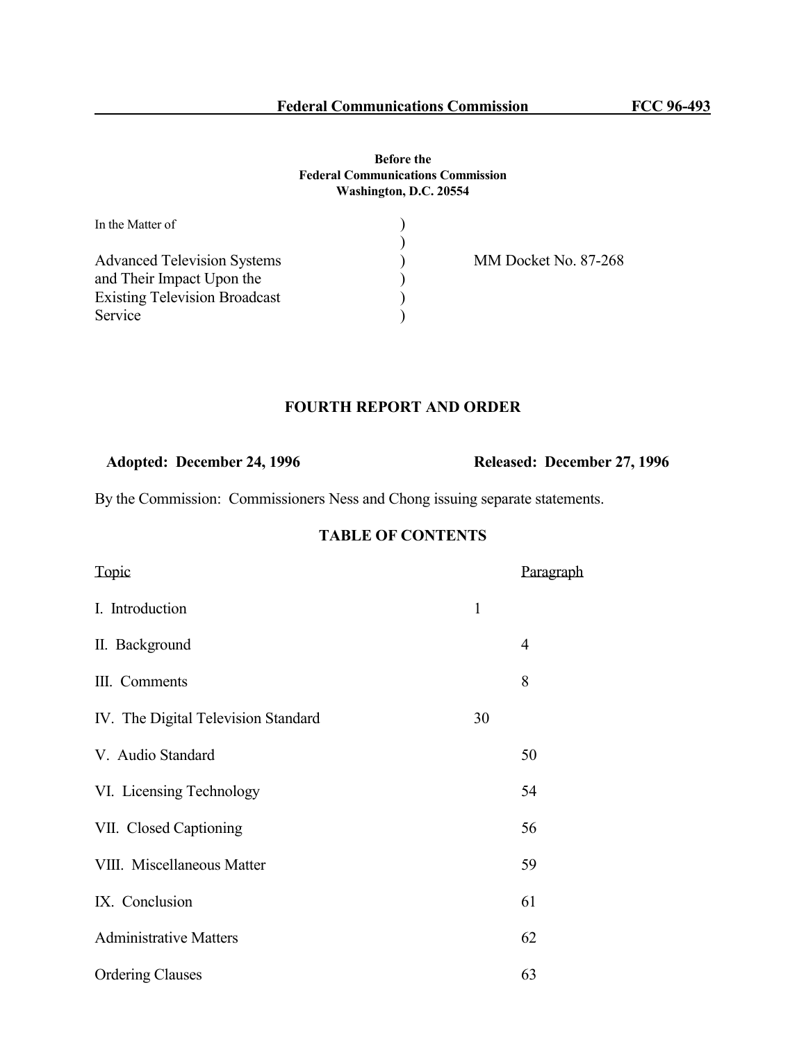Federal Communications Commission FCC 96-493

**Before the**
**Federal Communications Commission**
**Washington, D.C. 20554**

In the Matter of

Advanced Television Systems and Their Impact Upon the Existing Television Broadcast Service ) MM Docket No. 87-268

## FOURTH REPORT AND ORDER

**Adopted: December 24, 1996** **Released: December 27, 1996**

By the Commission: Commissioners Ness and Chong issuing separate statements.

### TABLE OF CONTENTS

| Topic | Paragraph |
|---|---|
| I. Introduction | 1 |
| II. Background | 4 |
| III. Comments | 8 |
| IV. The Digital Television Standard | 30 |
| V. Audio Standard | 50 |
| VI. Licensing Technology | 54 |
| VII. Closed Captioning | 56 |
| VIII. Miscellaneous Matter | 59 |
| IX. Conclusion | 61 |
| Administrative Matters | 62 |
| Ordering Clauses | 63 |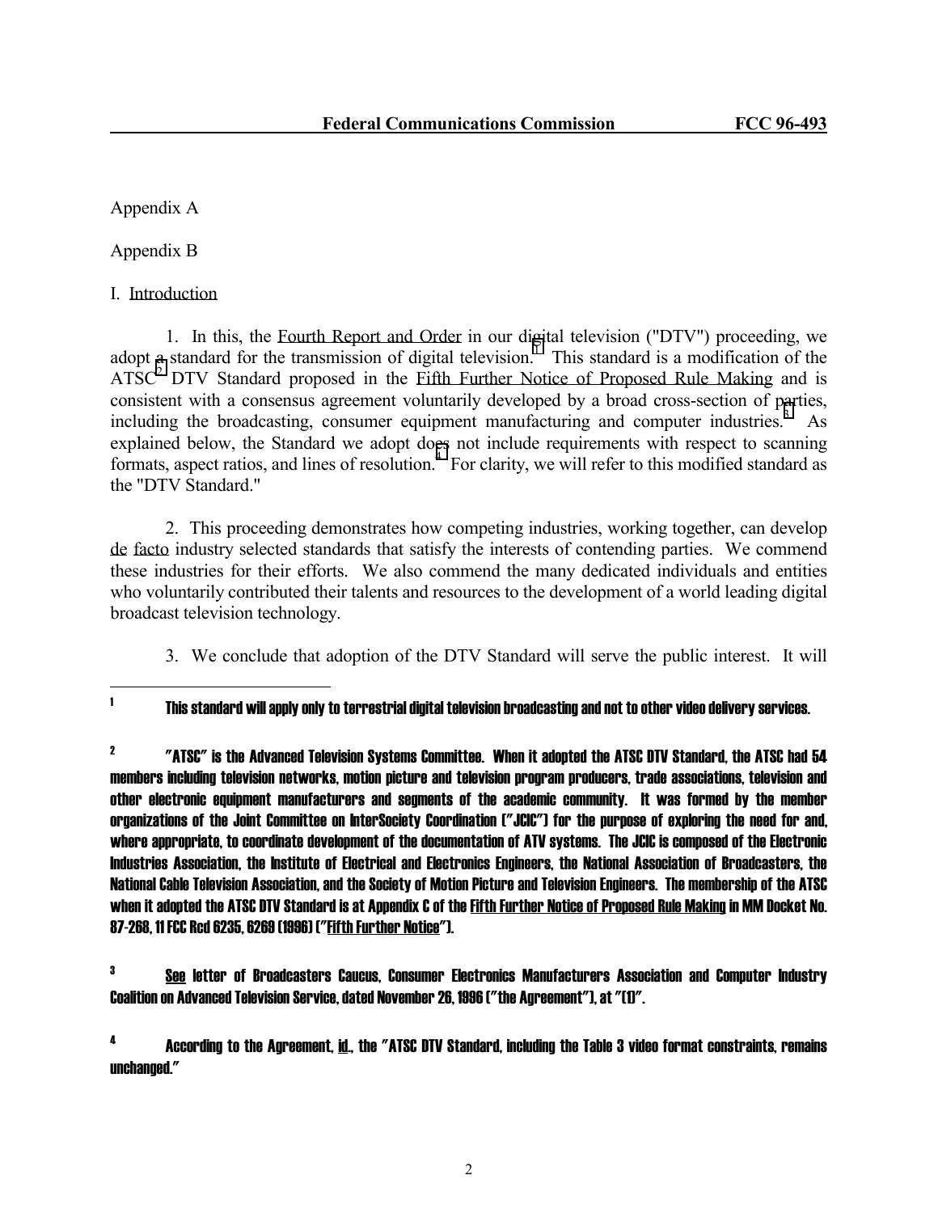Appendix A

Appendix B

I. Introduction

1. In this, the Fourth Report and Order in our digital television ("DTV") proceeding, we adopt a standard for the transmission of digital television.[1] This standard is a modification of the ATSC[2] DTV Standard proposed in the Fifth Further Notice of Proposed Rule Making and is consistent with a consensus agreement voluntarily developed by a broad cross-section of parties, including the broadcasting, consumer equipment manufacturing and computer industries.[3] As explained below, the Standard we adopt does not include requirements with respect to scanning formats, aspect ratios, and lines of resolution.[4] For clarity, we will refer to this modified standard as the "DTV Standard."

2. This proceeding demonstrates how competing industries, working together, can develop de facto industry selected standards that satisfy the interests of contending parties. We commend these industries for their efforts. We also commend the many dedicated individuals and entities who voluntarily contributed their talents and resources to the development of a world leading digital broadcast television technology.

3. We conclude that adoption of the DTV Standard will serve the public interest. It will

---

[1] This standard will apply only to terrestrial digital television broadcasting and not to other video delivery services.

[2] "ATSC" is the Advanced Television Systems Committee. When it adopted the ATSC DTV Standard, the ATSC had 54 members including television networks, motion picture and television program producers, trade associations, television and other electronic equipment manufacturers and segments of the academic community. It was formed by the member organizations of the Joint Committee on InterSociety Coordination ("JCIC") for the purpose of exploring the need for and, where appropriate, to coordinate development of the documentation of ATV systems. The JCIC is composed of the Electronic Industries Association, the Institute of Electrical and Electronics Engineers, the National Association of Broadcasters, the National Cable Television Association, and the Society of Motion Picture and Television Engineers. The membership of the ATSC when it adopted the ATSC DTV Standard is at Appendix C of the Fifth Further Notice of Proposed Rule Making in MM Docket No. 87-268, 11 FCC Rcd 6235, 6269 (1996) ("Fifth Further Notice").

[3] See letter of Broadcasters Caucus, Consumer Electronics Manufacturers Association and Computer Industry Coalition on Advanced Television Service, dated November 26, 1996 ("the Agreement"), at "(1)".

[4] According to the Agreement, id., the "ATSC DTV Standard, including the Table 3 video format constraints, remains unchanged."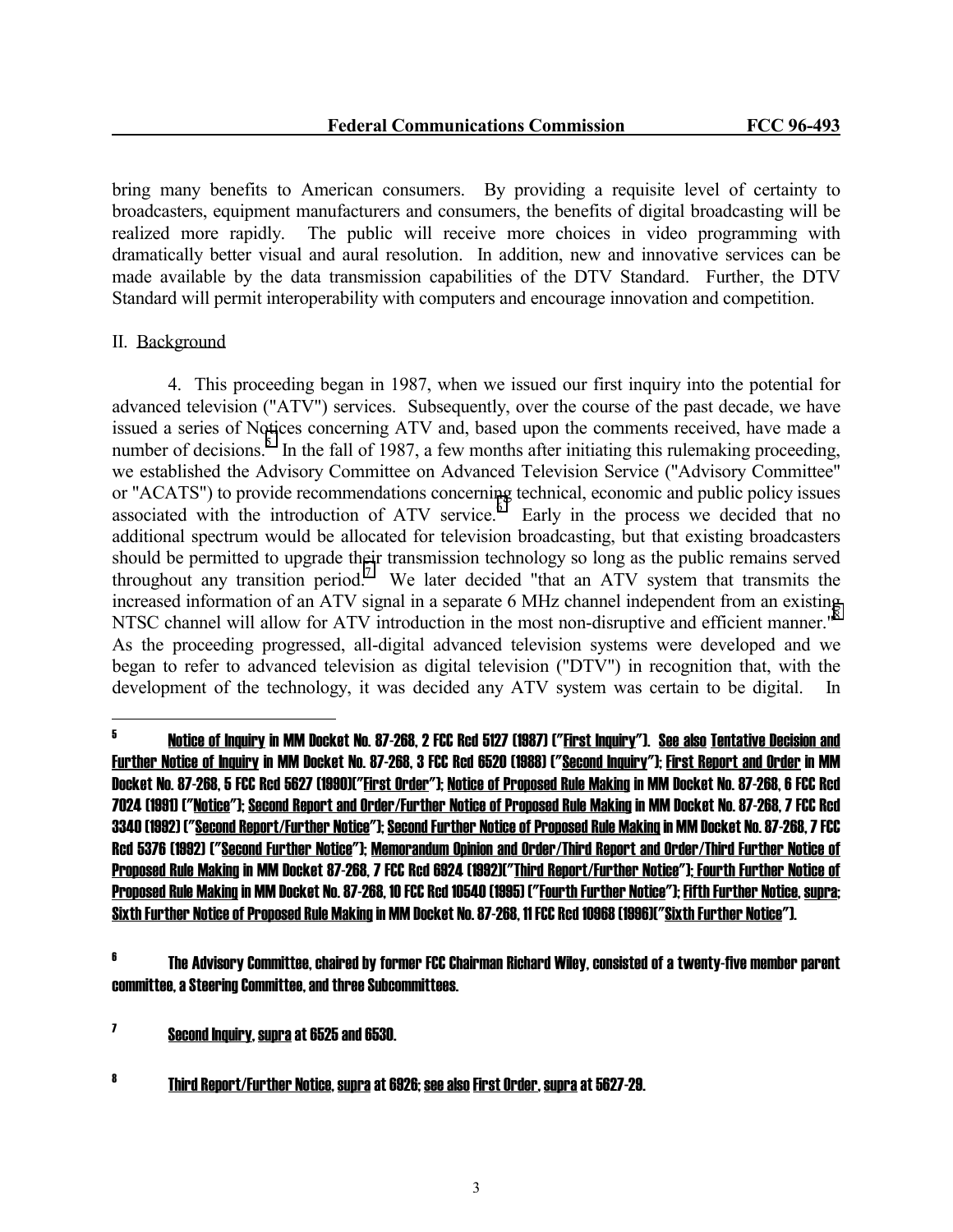bring many benefits to American consumers. By providing a requisite level of certainty to broadcasters, equipment manufacturers and consumers, the benefits of digital broadcasting will be realized more rapidly. The public will receive more choices in video programming with dramatically better visual and aural resolution. In addition, new and innovative services can be made available by the data transmission capabilities of the DTV Standard. Further, the DTV Standard will permit interoperability with computers and encourage innovation and competition.

## II. Background

4. This proceeding began in 1987, when we issued our first inquiry into the potential for advanced television ("ATV") services. Subsequently, over the course of the past decade, we have issued a series of Notices concerning ATV and, based upon the comments received, have made a number of decisions.[5] In the fall of 1987, a few months after initiating this rulemaking proceeding, we established the Advisory Committee on Advanced Television Service ("Advisory Committee" or "ACATS") to provide recommendations concerning technical, economic and public policy issues associated with the introduction of ATV service.[6] Early in the process we decided that no additional spectrum would be allocated for television broadcasting, but that existing broadcasters should be permitted to upgrade their transmission technology so long as the public remains served throughout any transition period.[7] We later decided "that an ATV system that transmits the increased information of an ATV signal in a separate 6 MHz channel independent from an existing NTSC channel will allow for ATV introduction in the most non-disruptive and efficient manner."[8] As the proceeding progressed, all-digital advanced television systems were developed and we began to refer to advanced television as digital television ("DTV") in recognition that, with the development of the technology, it was decided any ATV system was certain to be digital. In

---

[5] Notice of Inquiry in MM Docket No. 87-268, 2 FCC Rcd 5127 (1987) ("First Inquiry"). See also Tentative Decision and Further Notice of Inquiry in MM Docket No. 87-268, 3 FCC Rcd 6520 (1988) ("Second Inquiry"); First Report and Order in MM Docket No. 87-268, 5 FCC Rcd 5627 (1990)("First Order"); Notice of Proposed Rule Making in MM Docket No. 87-268, 6 FCC Rcd 7024 (1991) ("Notice"); Second Report and Order/Further Notice of Proposed Rule Making in MM Docket No. 87-268, 7 FCC Rcd 3340 (1992) ("Second Report/Further Notice"); Second Further Notice of Proposed Rule Making in MM Docket No. 87-268, 7 FCC Rcd 5376 (1992) ("Second Further Notice"); Memorandum Opinion and Order/Third Report and Order/Third Further Notice of Proposed Rule Making in MM Docket 87-268, 7 FCC Rcd 6924 (1992)("Third Report/Further Notice"); Fourth Further Notice of Proposed Rule Making in MM Docket No. 87-268, 10 FCC Rcd 10540 (1995) ("Fourth Further Notice"); Fifth Further Notice, supra; Sixth Further Notice of Proposed Rule Making in MM Docket No. 87-268, 11 FCC Rcd 10968 (1996)("Sixth Further Notice").

[6] The Advisory Committee, chaired by former FCC Chairman Richard Wiley, consisted of a twenty-five member parent committee, a Steering Committee, and three Subcommittees.

[7] Second Inquiry, supra at 6525 and 6530.

[8] Third Report/Further Notice, supra at 6926; see also First Order, supra at 5627-29.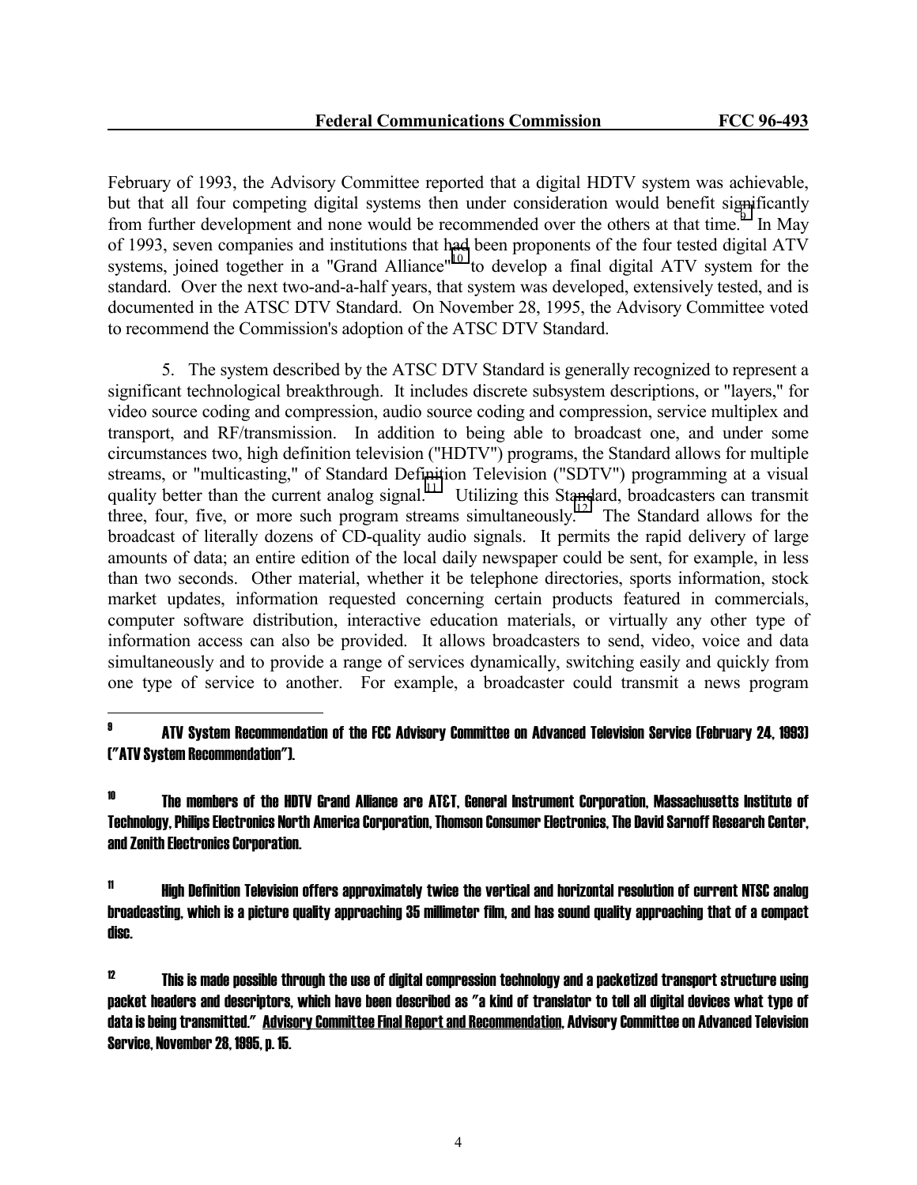February of 1993, the Advisory Committee reported that a digital HDTV system was achievable, but that all four competing digital systems then under consideration would benefit significantly from further development and none would be recommended over the others at that time.[9] In May of 1993, seven companies and institutions that had been proponents of the four tested digital ATV systems, joined together in a "Grand Alliance"[10] to develop a final digital ATV system for the standard. Over the next two-and-a-half years, that system was developed, extensively tested, and is documented in the ATSC DTV Standard. On November 28, 1995, the Advisory Committee voted to recommend the Commission's adoption of the ATSC DTV Standard.

5. The system described by the ATSC DTV Standard is generally recognized to represent a significant technological breakthrough. It includes discrete subsystem descriptions, or "layers," for video source coding and compression, audio source coding and compression, service multiplex and transport, and RF/transmission. In addition to being able to broadcast one, and under some circumstances two, high definition television ("HDTV") programs, the Standard allows for multiple streams, or "multicasting," of Standard Definition Television ("SDTV") programming at a visual quality better than the current analog signal.[11] Utilizing this Standard, broadcasters can transmit three, four, five, or more such program streams simultaneously.[12] The Standard allows for the broadcast of literally dozens of CD-quality audio signals. It permits the rapid delivery of large amounts of data; an entire edition of the local daily newspaper could be sent, for example, in less than two seconds. Other material, whether it be telephone directories, sports information, stock market updates, information requested concerning certain products featured in commercials, computer software distribution, interactive education materials, or virtually any other type of information access can also be provided. It allows broadcasters to send, video, voice and data simultaneously and to provide a range of services dynamically, switching easily and quickly from one type of service to another. For example, a broadcaster could transmit a news program

---

[9] ATV System Recommendation of the FCC Advisory Committee on Advanced Television Service (February 24, 1993) ("ATV System Recommendation").

[10] The members of the HDTV Grand Alliance are AT&T, General Instrument Corporation, Massachusetts Institute of Technology, Philips Electronics North America Corporation, Thomson Consumer Electronics, The David Sarnoff Research Center, and Zenith Electronics Corporation.

[11] High Definition Television offers approximately twice the vertical and horizontal resolution of current NTSC analog broadcasting, which is a picture quality approaching 35 millimeter film, and has sound quality approaching that of a compact disc.

[12] This is made possible through the use of digital compression technology and a packetized transport structure using packet headers and descriptors, which have been described as "a kind of translator to tell all digital devices what type of data is being transmitted." Advisory Committee Final Report and Recommendation, Advisory Committee on Advanced Television Service, November 28, 1995, p. 15.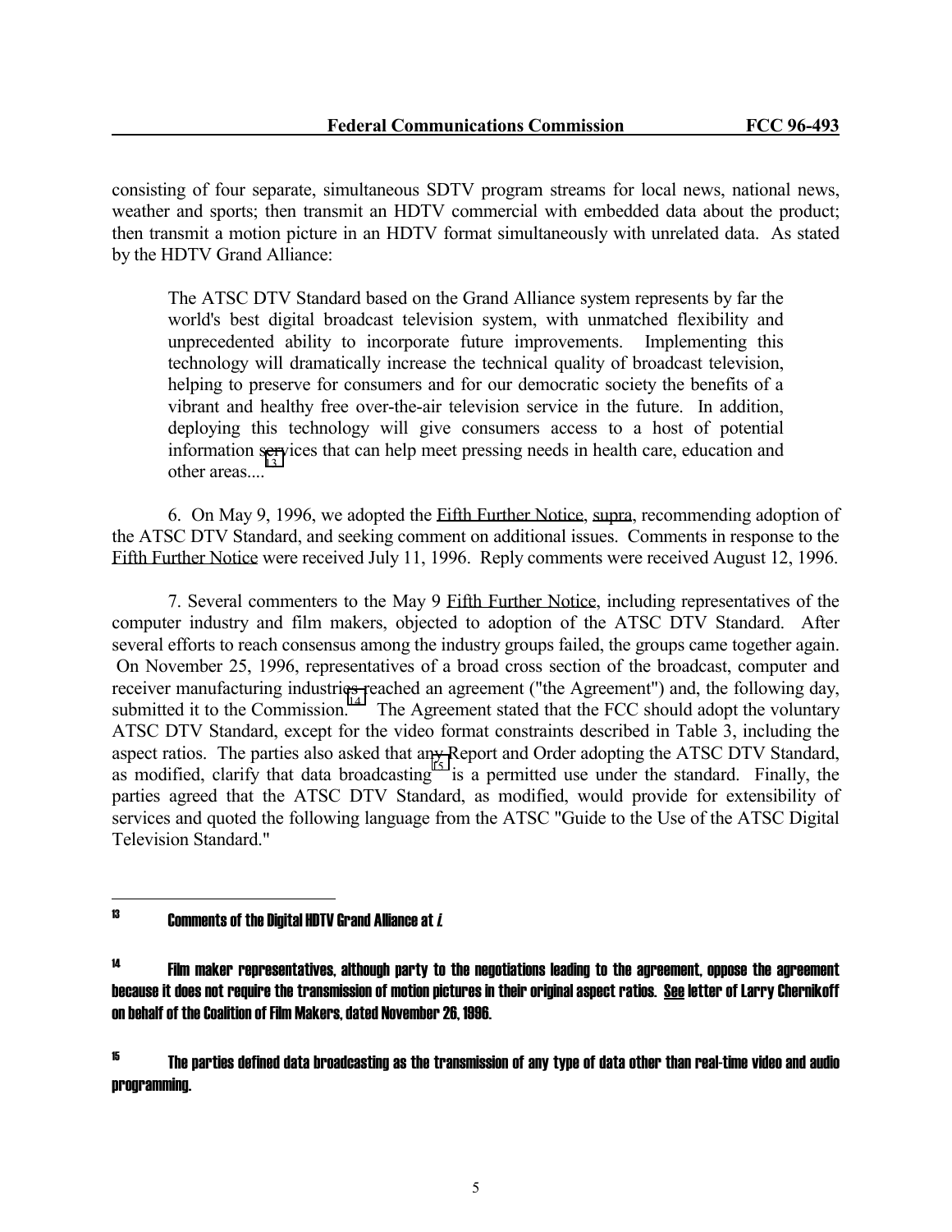consisting of four separate, simultaneous SDTV program streams for local news, national news, weather and sports; then transmit an HDTV commercial with embedded data about the product; then transmit a motion picture in an HDTV format simultaneously with unrelated data. As stated by the HDTV Grand Alliance:

> The ATSC DTV Standard based on the Grand Alliance system represents by far the world's best digital broadcast television system, with unmatched flexibility and unprecedented ability to incorporate future improvements. Implementing this technology will dramatically increase the technical quality of broadcast television, helping to preserve for consumers and for our democratic society the benefits of a vibrant and healthy free over-the-air television service in the future. In addition, deploying this technology will give consumers access to a host of potential information services that can help meet pressing needs in health care, education and other areas....[13]

6. On May 9, 1996, we adopted the Fifth Further Notice, supra, recommending adoption of the ATSC DTV Standard, and seeking comment on additional issues. Comments in response to the Fifth Further Notice were received July 11, 1996. Reply comments were received August 12, 1996.

7. Several commenters to the May 9 Fifth Further Notice, including representatives of the computer industry and film makers, objected to adoption of the ATSC DTV Standard. After several efforts to reach consensus among the industry groups failed, the groups came together again. On November 25, 1996, representatives of a broad cross section of the broadcast, computer and receiver manufacturing industries reached an agreement ("the Agreement") and, the following day, submitted it to the Commission.[14] The Agreement stated that the FCC should adopt the voluntary ATSC DTV Standard, except for the video format constraints described in Table 3, including the aspect ratios. The parties also asked that any Report and Order adopting the ATSC DTV Standard, as modified, clarify that data broadcasting[15] is a permitted use under the standard. Finally, the parties agreed that the ATSC DTV Standard, as modified, would provide for extensibility of services and quoted the following language from the ATSC "Guide to the Use of the ATSC Digital Television Standard."

---

[13] Comments of the Digital HDTV Grand Alliance at *i*.

[14] Film maker representatives, although party to the negotiations leading to the agreement, oppose the agreement because it does not require the transmission of motion pictures in their original aspect ratios. See letter of Larry Chernikoff on behalf of the Coalition of Film Makers, dated November 26, 1996.

[15] The parties defined data broadcasting as the transmission of any type of data other than real-time video and audio programming.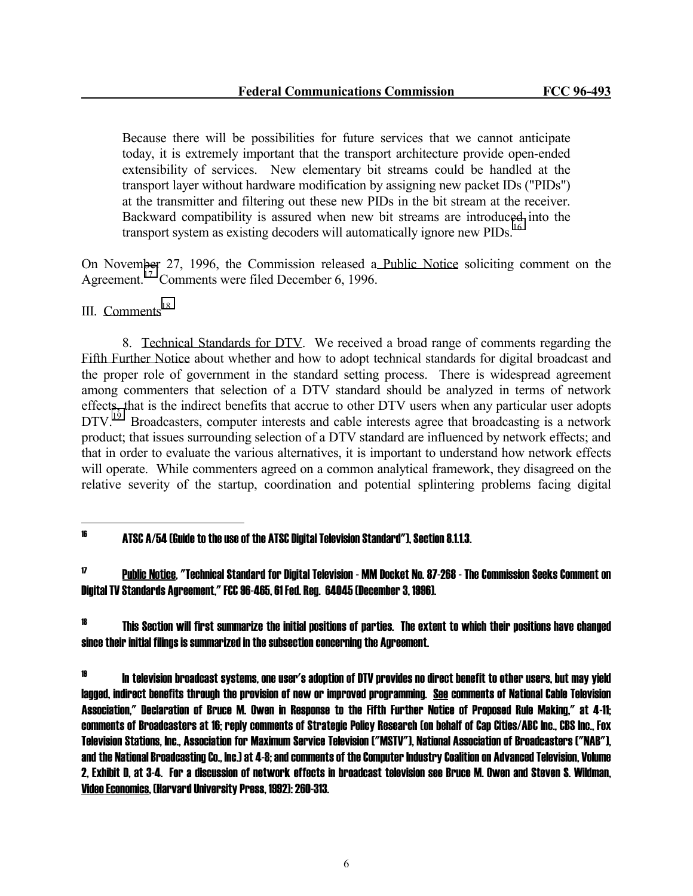Because there will be possibilities for future services that we cannot anticipate today, it is extremely important that the transport architecture provide open-ended extensibility of services. New elementary bit streams could be handled at the transport layer without hardware modification by assigning new packet IDs ("PIDs") at the transmitter and filtering out these new PIDs in the bit stream at the receiver. Backward compatibility is assured when new bit streams are introduced into the transport system as existing decoders will automatically ignore new PIDs.[16]

On November 27, 1996, the Commission released a Public Notice soliciting comment on the Agreement.[17] Comments were filed December 6, 1996.

III. Comments[18]

8. Technical Standards for DTV. We received a broad range of comments regarding the Fifth Further Notice about whether and how to adopt technical standards for digital broadcast and the proper role of government in the standard setting process. There is widespread agreement among commenters that selection of a DTV standard should be analyzed in terms of network effects, that is the indirect benefits that accrue to other DTV users when any particular user adopts DTV.[19] Broadcasters, computer interests and cable interests agree that broadcasting is a network product; that issues surrounding selection of a DTV standard are influenced by network effects; and that in order to evaluate the various alternatives, it is important to understand how network effects will operate. While commenters agreed on a common analytical framework, they disagreed on the relative severity of the startup, coordination and potential splintering problems facing digital

---

[16] ATSC A/54 (Guide to the use of the ATSC Digital Television Standard"), Section 8.1.1.3.

[17] Public Notice, "Technical Standard for Digital Television - MM Docket No. 87-268 - The Commission Seeks Comment on Digital TV Standards Agreement," FCC 96-465, 61 Fed. Reg. 64045 (December 3, 1996).

[18] This Section will first summarize the initial positions of parties. The extent to which their positions have changed since their initial filings is summarized in the subsection concerning the Agreement.

[19] In television broadcast systems, one user's adoption of DTV provides no direct benefit to other users, but may yield lagged, indirect benefits through the provision of new or improved programming. See comments of National Cable Television Association," Declaration of Bruce M. Owen in Response to the Fifth Further Notice of Proposed Rule Making," at 4-11; comments of Broadcasters at 16; reply comments of Strategic Policy Research (on behalf of Cap Cities/ABC Inc., CBS Inc., Fox Television Stations, Inc., Association for Maximum Service Television ("MSTV"), National Association of Broadcasters ("NAB"), and the National Broadcasting Co., Inc.) at 4-8; and comments of the Computer Industry Coalition on Advanced Television, Volume 2, Exhibit D, at 3-4. For a discussion of network effects in broadcast television see Bruce M. Owen and Steven S. Wildman, Video Economics, (Harvard University Press, 1992): 260-313.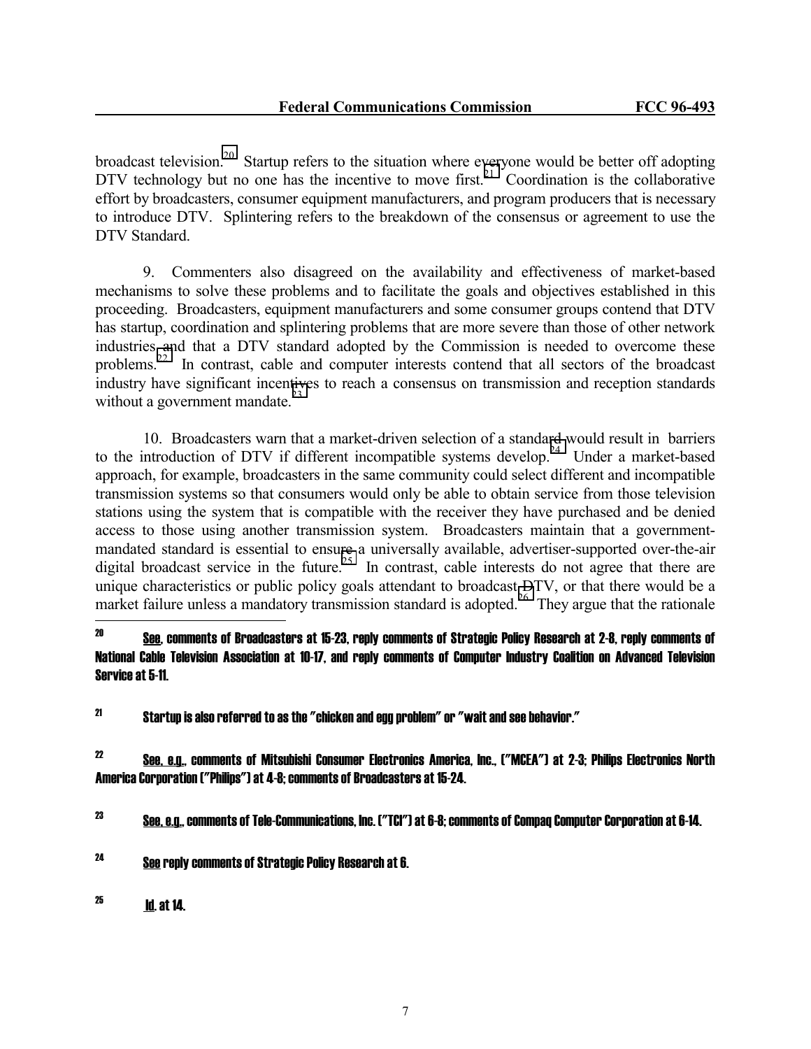broadcast television.[20] Startup refers to the situation where everyone would be better off adopting DTV technology but no one has the incentive to move first.[21] Coordination is the collaborative effort by broadcasters, consumer equipment manufacturers, and program producers that is necessary to introduce DTV. Splintering refers to the breakdown of the consensus or agreement to use the DTV Standard.

9. Commenters also disagreed on the availability and effectiveness of market-based mechanisms to solve these problems and to facilitate the goals and objectives established in this proceeding. Broadcasters, equipment manufacturers and some consumer groups contend that DTV has startup, coordination and splintering problems that are more severe than those of other network industries and that a DTV standard adopted by the Commission is needed to overcome these problems.[22] In contrast, cable and computer interests contend that all sectors of the broadcast industry have significant incentives to reach a consensus on transmission and reception standards without a government mandate.[23]

10. Broadcasters warn that a market-driven selection of a standard would result in barriers to the introduction of DTV if different incompatible systems develop.[24] Under a market-based approach, for example, broadcasters in the same community could select different and incompatible transmission systems so that consumers would only be able to obtain service from those television stations using the system that is compatible with the receiver they have purchased and be denied access to those using another transmission system. Broadcasters maintain that a government-mandated standard is essential to ensure a universally available, advertiser-supported over-the-air digital broadcast service in the future.[25] In contrast, cable interests do not agree that there are unique characteristics or public policy goals attendant to broadcast DTV, or that there would be a market failure unless a mandatory transmission standard is adopted.[26] They argue that the rationale

---

[20] See, comments of Broadcasters at 15-23, reply comments of Strategic Policy Research at 2-8, reply comments of National Cable Television Association at 10-17, and reply comments of Computer Industry Coalition on Advanced Television Service at 5-11.

[21] Startup is also referred to as the "chicken and egg problem" or "wait and see behavior."

[22] See, e.g., comments of Mitsubishi Consumer Electronics America, Inc., ("MCEA") at 2-3; Philips Electronics North America Corporation ("Philips") at 4-8; comments of Broadcasters at 15-24.

[23] See, e.g., comments of Tele-Communications, Inc. ("TCI") at 6-8; comments of Compaq Computer Corporation at 6-14.

[24] See reply comments of Strategic Policy Research at 6.

[25] Id. at 14.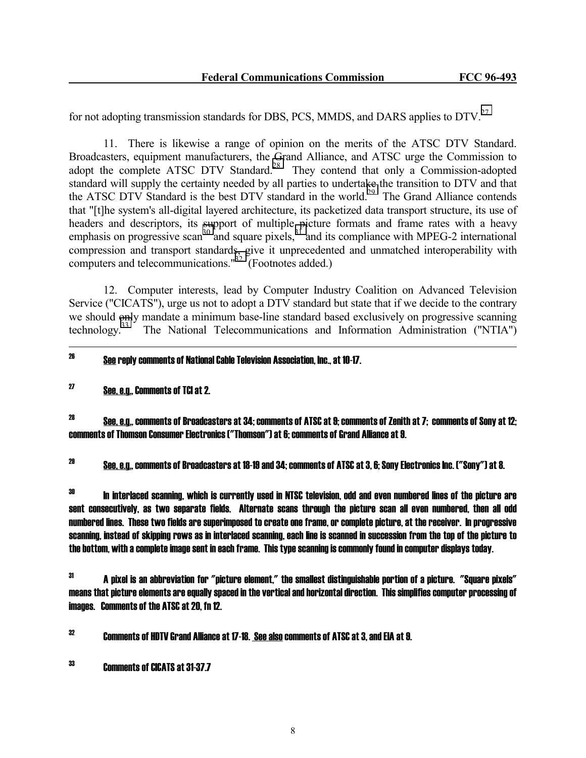for not adopting transmission standards for DBS, PCS, MMDS, and DARS applies to DTV.[27]

11. There is likewise a range of opinion on the merits of the ATSC DTV Standard. Broadcasters, equipment manufacturers, the Grand Alliance, and ATSC urge the Commission to adopt the complete ATSC DTV Standard.[28] They contend that only a Commission-adopted standard will supply the certainty needed by all parties to undertake the transition to DTV and that the ATSC DTV Standard is the best DTV standard in the world.[29] The Grand Alliance contends that "[t]he system's all-digital layered architecture, its packetized data transport structure, its use of headers and descriptors, its support of multiple picture formats and frame rates with a heavy emphasis on progressive scan[30] and square pixels,[31] and its compliance with MPEG-2 international compression and transport standards, give it unprecedented and unmatched interoperability with computers and telecommunications."[32] (Footnotes added.)

12. Computer interests, lead by Computer Industry Coalition on Advanced Television Service ("CICATS"), urge us not to adopt a DTV standard but state that if we decide to the contrary we should only mandate a minimum base-line standard based exclusively on progressive scanning technology.[33] The National Telecommunications and Information Administration ("NTIA")

---

[26] See reply comments of National Cable Television Association, Inc., at 10-17.

[27] See, e.g., Comments of TCI at 2.

[28] See, e.g., comments of Broadcasters at 34; comments of ATSC at 9; comments of Zenith at 7; comments of Sony at 12; comments of Thomson Consumer Electronics ("Thomson") at 6; comments of Grand Alliance at 9.

[29] See, e.g., comments of Broadcasters at 18-19 and 34; comments of ATSC at 3, 6; Sony Electronics Inc. ("Sony") at 8.

[30] In interlaced scanning, which is currently used in NTSC television, odd and even numbered lines of the picture are sent consecutively, as two separate fields. Alternate scans through the picture scan all even numbered, then all odd numbered lines. These two fields are superimposed to create one frame, or complete picture, at the receiver. In progressive scanning, instead of skipping rows as in interlaced scanning, each line is scanned in succession from the top of the picture to the bottom, with a complete image sent in each frame. This type scanning is commonly found in computer displays today.

[31] A pixel is an abbreviation for "picture element," the smallest distinguishable portion of a picture. "Square pixels" means that picture elements are equally spaced in the vertical and horizontal direction. This simplifies computer processing of images. Comments of the ATSC at 20, fn 12.

[32] Comments of HDTV Grand Alliance at 17-18. See also comments of ATSC at 3, and EIA at 9.

[33] Comments of CICATS at 31-37.7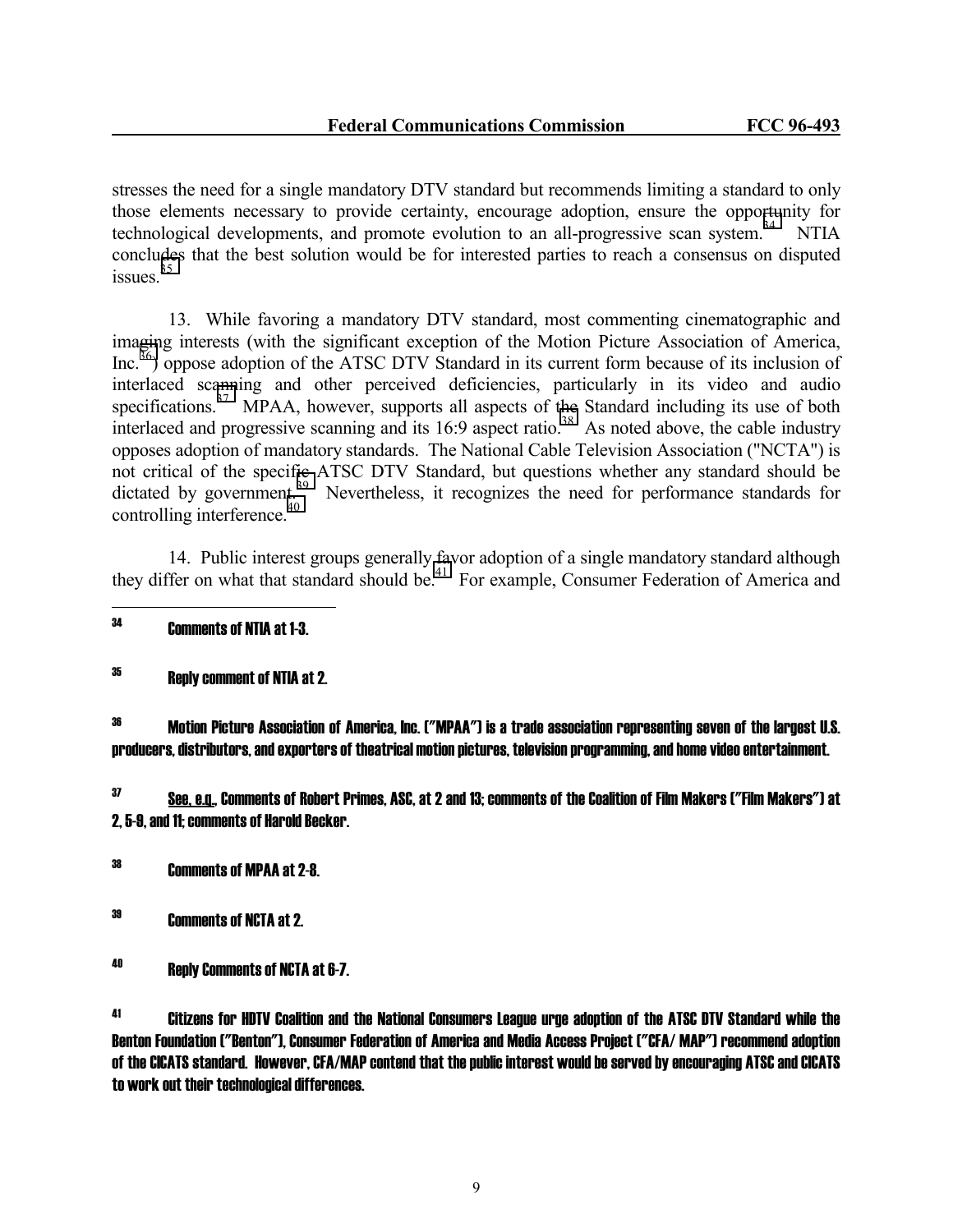stresses the need for a single mandatory DTV standard but recommends limiting a standard to only those elements necessary to provide certainty, encourage adoption, ensure the opportunity for technological developments, and promote evolution to an all-progressive scan system.[34] NTIA concludes that the best solution would be for interested parties to reach a consensus on disputed issues.[35]

13. While favoring a mandatory DTV standard, most commenting cinematographic and imaging interests (with the significant exception of the Motion Picture Association of America, Inc.[36]) oppose adoption of the ATSC DTV Standard in its current form because of its inclusion of interlaced scanning and other perceived deficiencies, particularly in its video and audio specifications.[37] MPAA, however, supports all aspects of the Standard including its use of both interlaced and progressive scanning and its 16:9 aspect ratio.[38] As noted above, the cable industry opposes adoption of mandatory standards. The National Cable Television Association ("NCTA") is not critical of the specific ATSC DTV Standard, but questions whether any standard should be dictated by government.[39] Nevertheless, it recognizes the need for performance standards for controlling interference.[40]

14. Public interest groups generally favor adoption of a single mandatory standard although they differ on what that standard should be.[41] For example, Consumer Federation of America and

---

[34] Comments of NTIA at 1-3.

[35] Reply comment of NTIA at 2.

[36] Motion Picture Association of America, Inc. ("MPAA") is a trade association representing seven of the largest U.S. producers, distributors, and exporters of theatrical motion pictures, television programming, and home video entertainment.

[37] See, e.g., Comments of Robert Primes, ASC, at 2 and 13; comments of the Coalition of Film Makers ("Film Makers") at 2, 5-9, and 11; comments of Harold Becker.

[38] Comments of MPAA at 2-8.

[39] Comments of NCTA at 2.

[40] Reply Comments of NCTA at 6-7.

[41] Citizens for HDTV Coalition and the National Consumers League urge adoption of the ATSC DTV Standard while the Benton Foundation ("Benton"), Consumer Federation of America and Media Access Project ("CFA/ MAP") recommend adoption of the CICATS standard. However, CFA/MAP contend that the public interest would be served by encouraging ATSC and CICATS to work out their technological differences.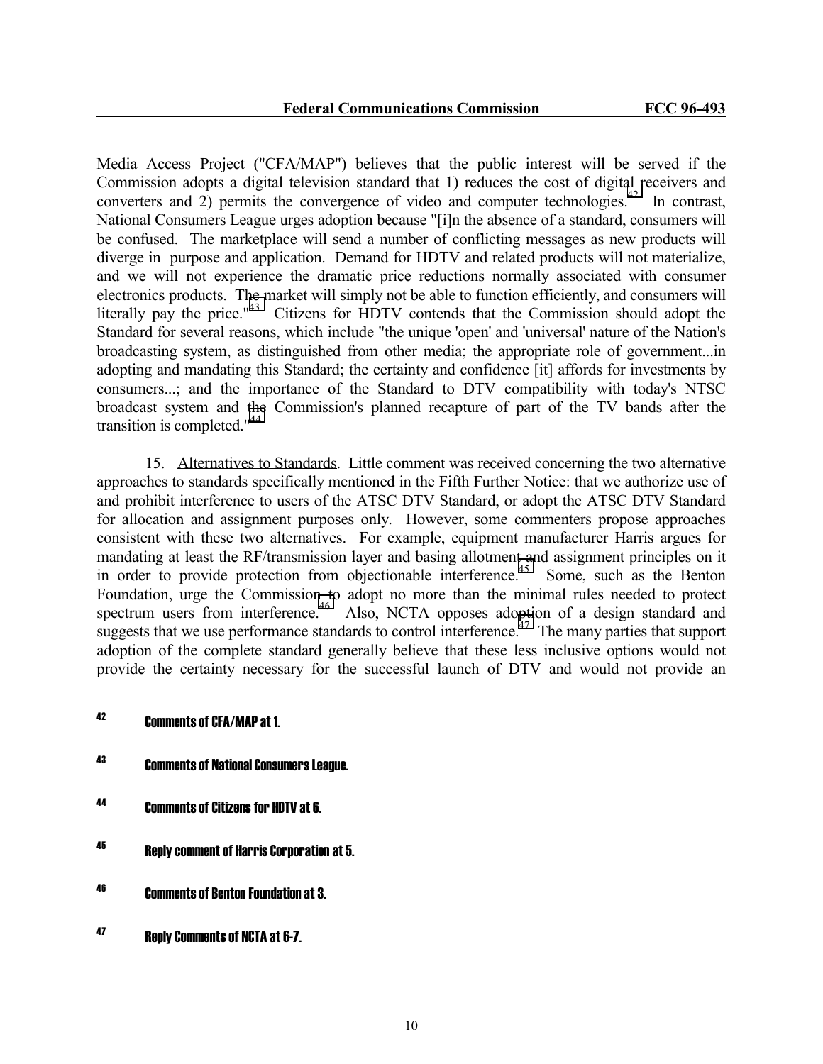Media Access Project ("CFA/MAP") believes that the public interest will be served if the Commission adopts a digital television standard that 1) reduces the cost of digital receivers and converters and 2) permits the convergence of video and computer technologies.[42] In contrast, National Consumers League urges adoption because "[i]n the absence of a standard, consumers will be confused. The marketplace will send a number of conflicting messages as new products will diverge in purpose and application. Demand for HDTV and related products will not materialize, and we will not experience the dramatic price reductions normally associated with consumer electronics products. The market will simply not be able to function efficiently, and consumers will literally pay the price."[43] Citizens for HDTV contends that the Commission should adopt the Standard for several reasons, which include "the unique 'open' and 'universal' nature of the Nation's broadcasting system, as distinguished from other media; the appropriate role of government...in adopting and mandating this Standard; the certainty and confidence [it] affords for investments by consumers...; and the importance of the Standard to DTV compatibility with today's NTSC broadcast system and the Commission's planned recapture of part of the TV bands after the transition is completed."[44]

15. Alternatives to Standards. Little comment was received concerning the two alternative approaches to standards specifically mentioned in the Fifth Further Notice: that we authorize use of and prohibit interference to users of the ATSC DTV Standard, or adopt the ATSC DTV Standard for allocation and assignment purposes only. However, some commenters propose approaches consistent with these two alternatives. For example, equipment manufacturer Harris argues for mandating at least the RF/transmission layer and basing allotment and assignment principles on it in order to provide protection from objectionable interference.[45] Some, such as the Benton Foundation, urge the Commission to adopt no more than the minimal rules needed to protect spectrum users from interference.[46] Also, NCTA opposes adoption of a design standard and suggests that we use performance standards to control interference.[47] The many parties that support adoption of the complete standard generally believe that these less inclusive options would not provide the certainty necessary for the successful launch of DTV and would not provide an

---

[42] Comments of CFA/MAP at 1.

[43] Comments of National Consumers League.

[44] Comments of Citizens for HDTV at 6.

[45] Reply comment of Harris Corporation at 5.

[46] Comments of Benton Foundation at 3.

[47] Reply Comments of NCTA at 6-7.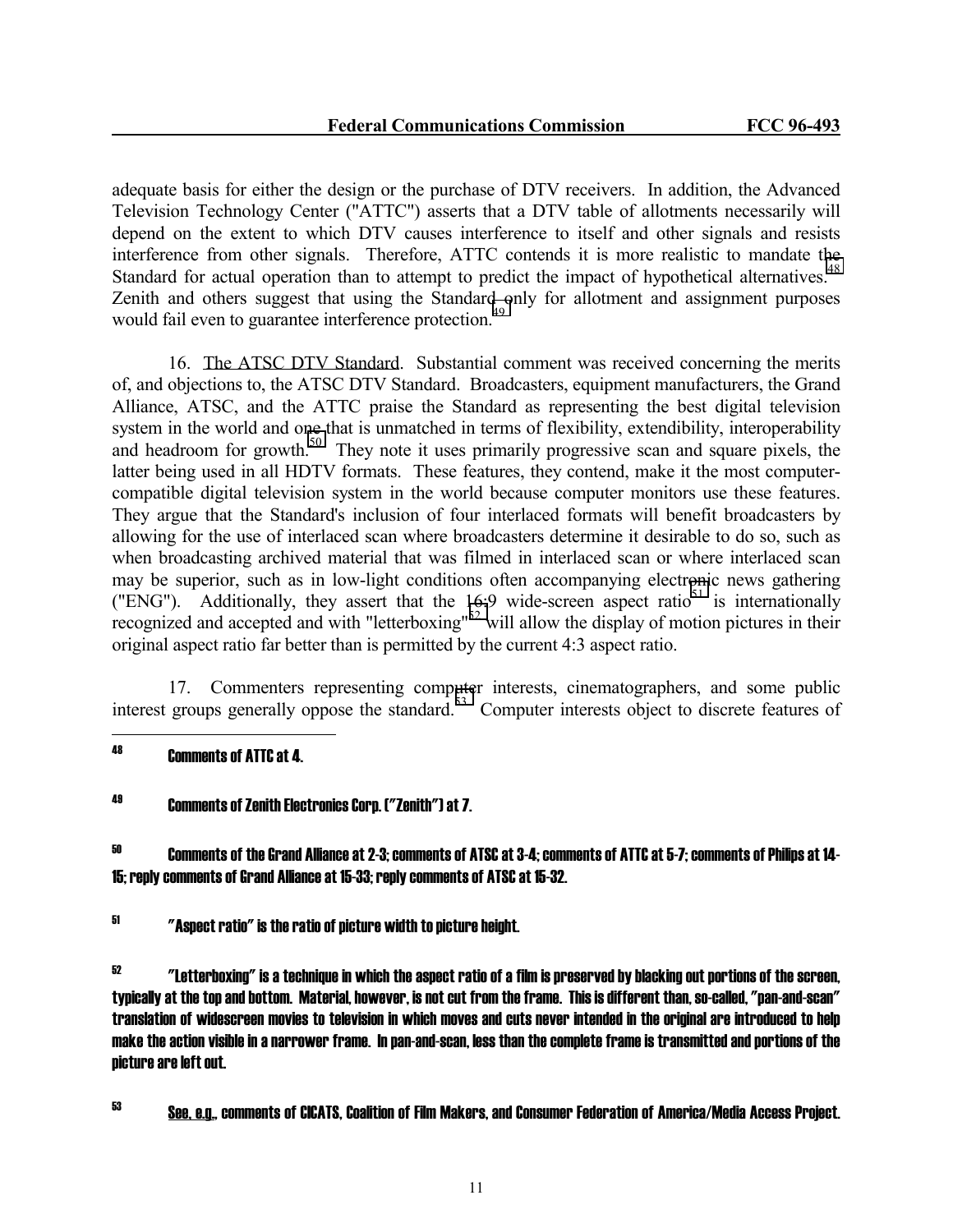adequate basis for either the design or the purchase of DTV receivers. In addition, the Advanced Television Technology Center ("ATTC") asserts that a DTV table of allotments necessarily will depend on the extent to which DTV causes interference to itself and other signals and resists interference from other signals. Therefore, ATTC contends it is more realistic to mandate the Standard for actual operation than to attempt to predict the impact of hypothetical alternatives.[48] Zenith and others suggest that using the Standard only for allotment and assignment purposes would fail even to guarantee interference protection.[49]

16. The ATSC DTV Standard. Substantial comment was received concerning the merits of, and objections to, the ATSC DTV Standard. Broadcasters, equipment manufacturers, the Grand Alliance, ATSC, and the ATTC praise the Standard as representing the best digital television system in the world and one that is unmatched in terms of flexibility, extendibility, interoperability and headroom for growth.[50] They note it uses primarily progressive scan and square pixels, the latter being used in all HDTV formats. These features, they contend, make it the most computer-compatible digital television system in the world because computer monitors use these features. They argue that the Standard's inclusion of four interlaced formats will benefit broadcasters by allowing for the use of interlaced scan where broadcasters determine it desirable to do so, such as when broadcasting archived material that was filmed in interlaced scan or where interlaced scan may be superior, such as in low-light conditions often accompanying electronic news gathering ("ENG"). Additionally, they assert that the 16:9 wide-screen aspect ratio[51] is internationally recognized and accepted and with "letterboxing"[52] will allow the display of motion pictures in their original aspect ratio far better than is permitted by the current 4:3 aspect ratio.

17. Commenters representing computer interests, cinematographers, and some public interest groups generally oppose the standard.[53] Computer interests object to discrete features of

---

[48] Comments of ATTC at 4.

[49] Comments of Zenith Electronics Corp. ("Zenith") at 7.

[50] Comments of the Grand Alliance at 2-3; comments of ATSC at 3-4; comments of ATTC at 5-7; comments of Philips at 14-15; reply comments of Grand Alliance at 15-33; reply comments of ATSC at 15-32.

[51] "Aspect ratio" is the ratio of picture width to picture height.

[52] "Letterboxing" is a technique in which the aspect ratio of a film is preserved by blacking out portions of the screen, typically at the top and bottom. Material, however, is not cut from the frame. This is different than, so-called, "pan-and-scan" translation of widescreen movies to television in which moves and cuts never intended in the original are introduced to help make the action visible in a narrower frame. In pan-and-scan, less than the complete frame is transmitted and portions of the picture are left out.

[53] See, e.g., comments of CICATS, Coalition of Film Makers, and Consumer Federation of America/Media Access Project.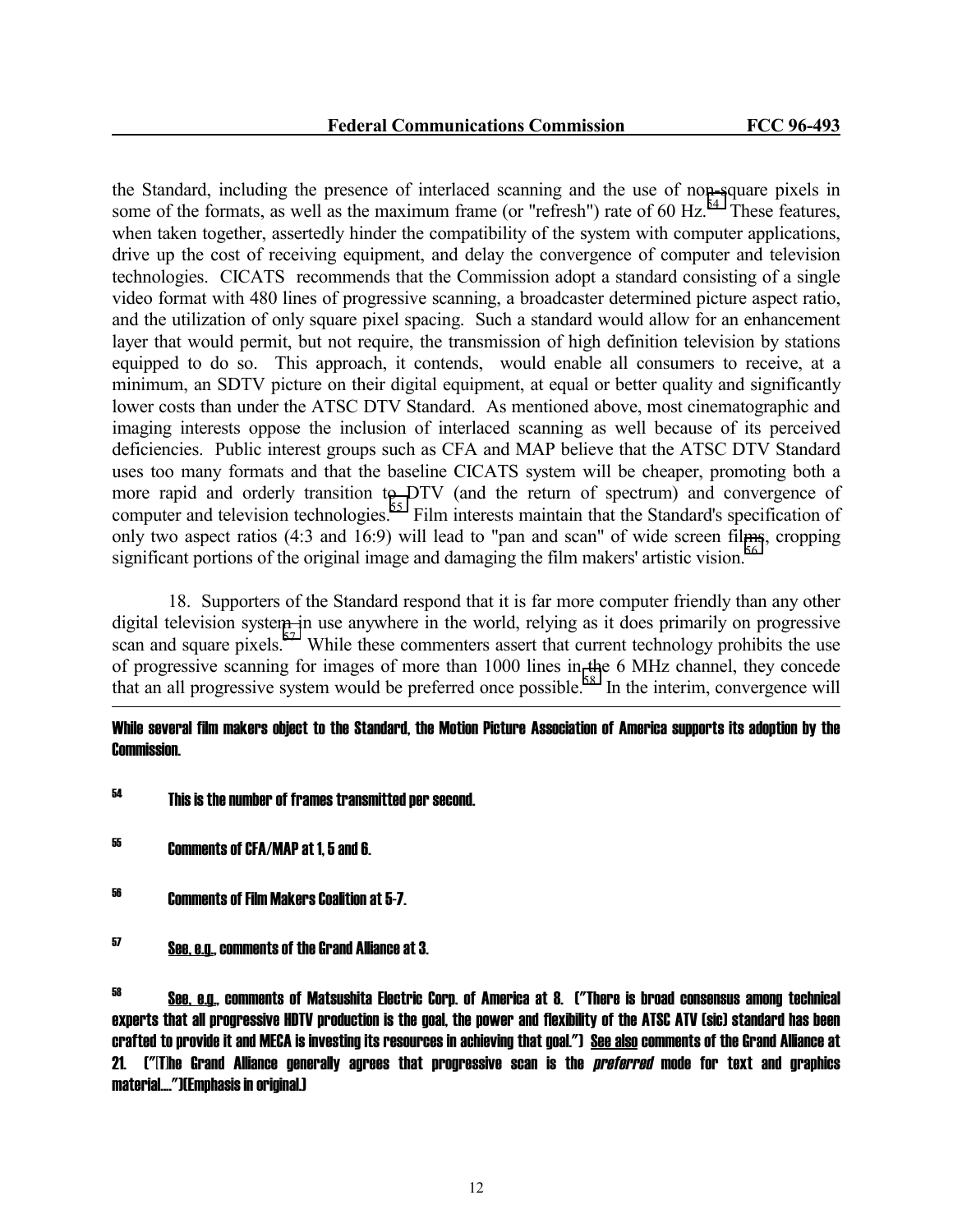the Standard, including the presence of interlaced scanning and the use of non-square pixels in some of the formats, as well as the maximum frame (or "refresh") rate of 60 Hz.[54] These features, when taken together, assertedly hinder the compatibility of the system with computer applications, drive up the cost of receiving equipment, and delay the convergence of computer and television technologies. CICATS recommends that the Commission adopt a standard consisting of a single video format with 480 lines of progressive scanning, a broadcaster determined picture aspect ratio, and the utilization of only square pixel spacing. Such a standard would allow for an enhancement layer that would permit, but not require, the transmission of high definition television by stations equipped to do so. This approach, it contends, would enable all consumers to receive, at a minimum, an SDTV picture on their digital equipment, at equal or better quality and significantly lower costs than under the ATSC DTV Standard. As mentioned above, most cinematographic and imaging interests oppose the inclusion of interlaced scanning as well because of its perceived deficiencies. Public interest groups such as CFA and MAP believe that the ATSC DTV Standard uses too many formats and that the baseline CICATS system will be cheaper, promoting both a more rapid and orderly transition to DTV (and the return of spectrum) and convergence of computer and television technologies.[55] Film interests maintain that the Standard's specification of only two aspect ratios (4:3 and 16:9) will lead to "pan and scan" of wide screen films, cropping significant portions of the original image and damaging the film makers' artistic vision.[56]

18. Supporters of the Standard respond that it is far more computer friendly than any other digital television system in use anywhere in the world, relying as it does primarily on progressive scan and square pixels.[57] While these commenters assert that current technology prohibits the use of progressive scanning for images of more than 1000 lines in the 6 MHz channel, they concede that an all progressive system would be preferred once possible.[58] In the interim, convergence will

---

While several film makers object to the Standard, the Motion Picture Association of America supports its adoption by the Commission.

[54] This is the number of frames transmitted per second.

[55] Comments of CFA/MAP at 1, 5 and 6.

[56] Comments of Film Makers Coalition at 5-7.

[57] See, e.g., comments of the Grand Alliance at 3.

[58] See, e.g., comments of Matsushita Electric Corp. of America at 8. ("There is broad consensus among technical experts that all progressive HDTV production is the goal, the power and flexibility of the ATSC ATV (sic) standard has been crafted to provide it and MECA is investing its resources in achieving that goal.") See also comments of the Grand Alliance at 21. ("[T]he Grand Alliance generally agrees that progressive scan is the *preferred* mode for text and graphics material....")(Emphasis in original.)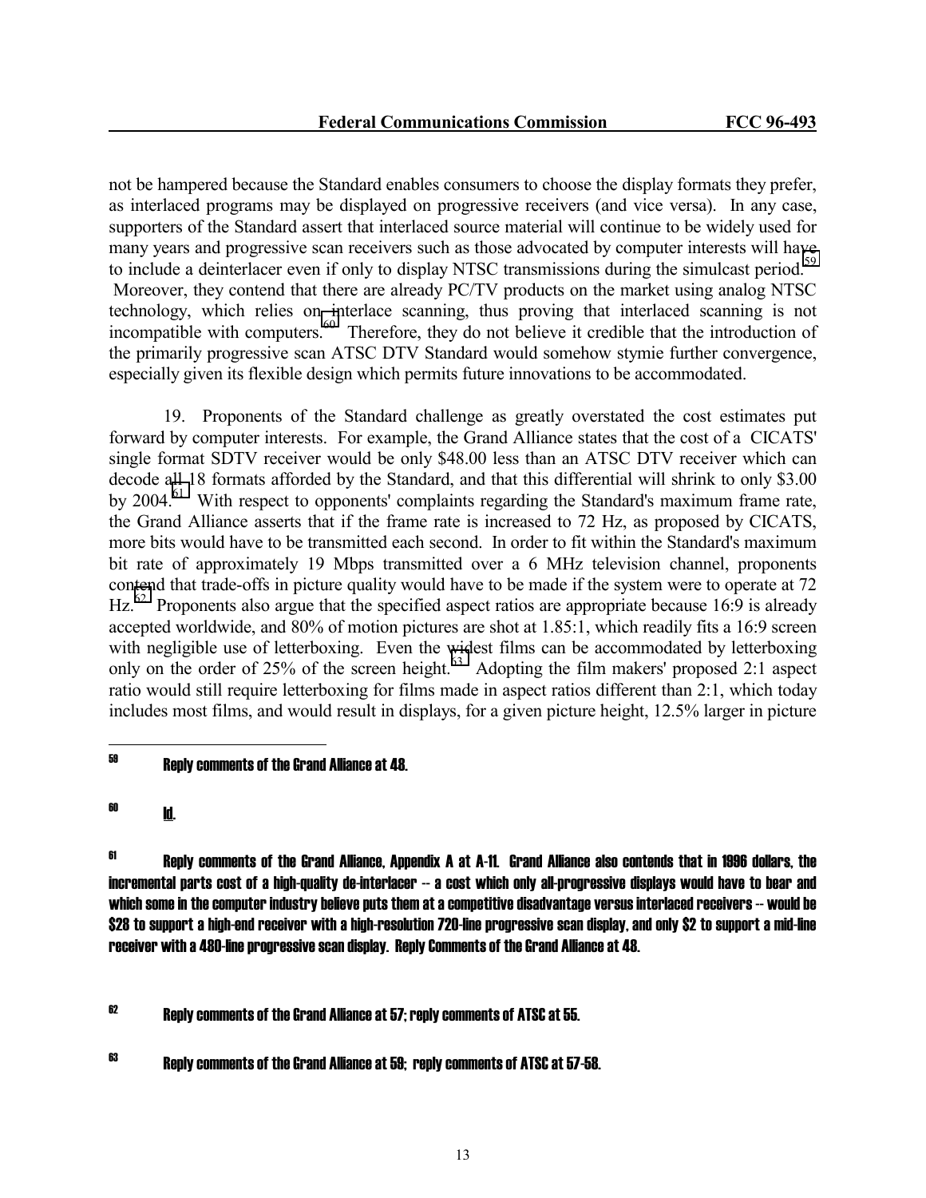not be hampered because the Standard enables consumers to choose the display formats they prefer, as interlaced programs may be displayed on progressive receivers (and vice versa). In any case, supporters of the Standard assert that interlaced source material will continue to be widely used for many years and progressive scan receivers such as those advocated by computer interests will have to include a deinterlacer even if only to display NTSC transmissions during the simulcast period.[59] Moreover, they contend that there are already PC/TV products on the market using analog NTSC technology, which relies on interlace scanning, thus proving that interlaced scanning is not incompatible with computers.[60] Therefore, they do not believe it credible that the introduction of the primarily progressive scan ATSC DTV Standard would somehow stymie further convergence, especially given its flexible design which permits future innovations to be accommodated.

19. Proponents of the Standard challenge as greatly overstated the cost estimates put forward by computer interests. For example, the Grand Alliance states that the cost of a CICATS' single format SDTV receiver would be only $48.00 less than an ATSC DTV receiver which can decode all 18 formats afforded by the Standard, and that this differential will shrink to only $3.00 by 2004.[61] With respect to opponents' complaints regarding the Standard's maximum frame rate, the Grand Alliance asserts that if the frame rate is increased to 72 Hz, as proposed by CICATS, more bits would have to be transmitted each second. In order to fit within the Standard's maximum bit rate of approximately 19 Mbps transmitted over a 6 MHz television channel, proponents contend that trade-offs in picture quality would have to be made if the system were to operate at 72 Hz.[62] Proponents also argue that the specified aspect ratios are appropriate because 16:9 is already accepted worldwide, and 80% of motion pictures are shot at 1.85:1, which readily fits a 16:9 screen with negligible use of letterboxing. Even the widest films can be accommodated by letterboxing only on the order of 25% of the screen height.[63] Adopting the film makers' proposed 2:1 aspect ratio would still require letterboxing for films made in aspect ratios different than 2:1, which today includes most films, and would result in displays, for a given picture height, 12.5% larger in picture

---

[59] Reply comments of the Grand Alliance at 48.

[60] Id.

[61] Reply comments of the Grand Alliance, Appendix A at A-11. Grand Alliance also contends that in 1996 dollars, the incremental parts cost of a high-quality de-interlacer -- a cost which only all-progressive displays would have to bear and which some in the computer industry believe puts them at a competitive disadvantage versus interlaced receivers -- would be $28 to support a high-end receiver with a high-resolution 720-line progressive scan display, and only $2 to support a mid-line receiver with a 480-line progressive scan display. Reply Comments of the Grand Alliance at 48.

[62] Reply comments of the Grand Alliance at 57; reply comments of ATSC at 55.

[63] Reply comments of the Grand Alliance at 59; reply comments of ATSC at 57-58.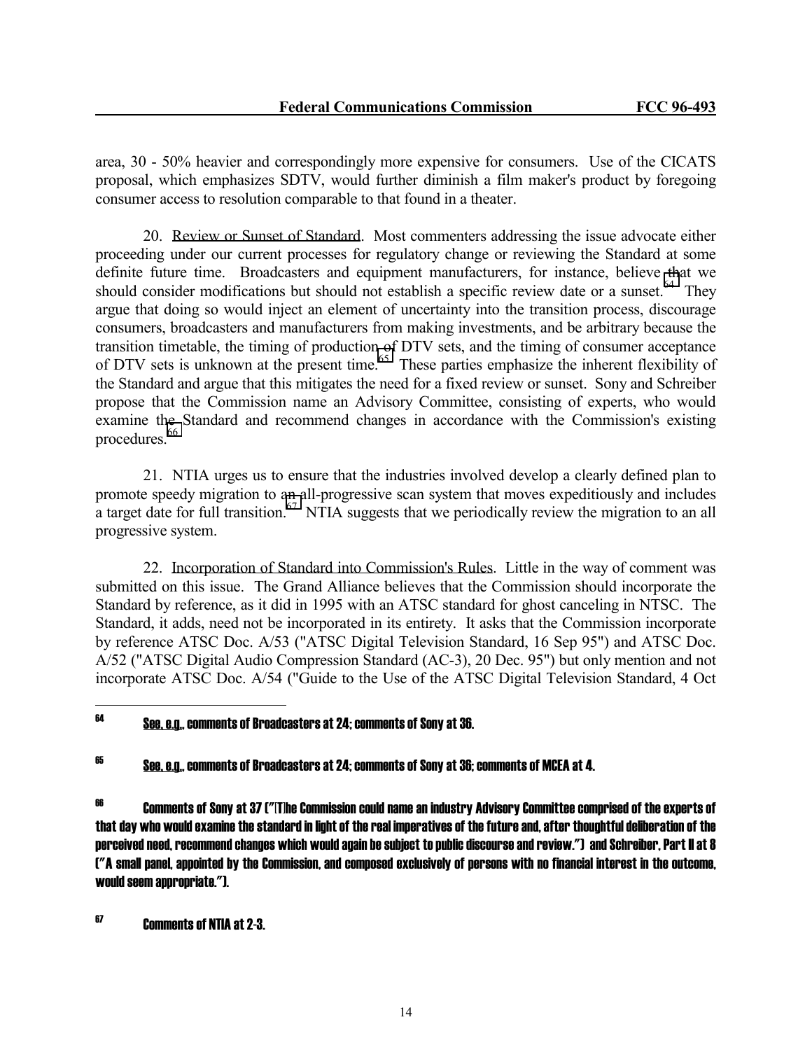area, 30 - 50% heavier and correspondingly more expensive for consumers. Use of the CICATS proposal, which emphasizes SDTV, would further diminish a film maker's product by foregoing consumer access to resolution comparable to that found in a theater.

20. Review or Sunset of Standard. Most commenters addressing the issue advocate either proceeding under our current processes for regulatory change or reviewing the Standard at some definite future time. Broadcasters and equipment manufacturers, for instance, believe that we should consider modifications but should not establish a specific review date or a sunset.[64] They argue that doing so would inject an element of uncertainty into the transition process, discourage consumers, broadcasters and manufacturers from making investments, and be arbitrary because the transition timetable, the timing of production of DTV sets, and the timing of consumer acceptance of DTV sets is unknown at the present time.[65] These parties emphasize the inherent flexibility of the Standard and argue that this mitigates the need for a fixed review or sunset. Sony and Schreiber propose that the Commission name an Advisory Committee, consisting of experts, who would examine the Standard and recommend changes in accordance with the Commission's existing procedures.[66]

21. NTIA urges us to ensure that the industries involved develop a clearly defined plan to promote speedy migration to an all-progressive scan system that moves expeditiously and includes a target date for full transition.[67] NTIA suggests that we periodically review the migration to an all progressive system.

22. Incorporation of Standard into Commission's Rules. Little in the way of comment was submitted on this issue. The Grand Alliance believes that the Commission should incorporate the Standard by reference, as it did in 1995 with an ATSC standard for ghost canceling in NTSC. The Standard, it adds, need not be incorporated in its entirety. It asks that the Commission incorporate by reference ATSC Doc. A/53 ("ATSC Digital Television Standard, 16 Sep 95") and ATSC Doc. A/52 ("ATSC Digital Audio Compression Standard (AC-3), 20 Dec. 95") but only mention and not incorporate ATSC Doc. A/54 ("Guide to the Use of the ATSC Digital Television Standard, 4 Oct

---

[64] See, e.g., comments of Broadcasters at 24; comments of Sony at 36.

[65] See, e.g., comments of Broadcasters at 24; comments of Sony at 36; comments of MCEA at 4.

[66] Comments of Sony at 37 ("[T]he Commission could name an industry Advisory Committee comprised of the experts of that day who would examine the standard in light of the real imperatives of the future and, after thoughtful deliberation of the perceived need, recommend changes which would again be subject to public discourse and review.") and Schreiber, Part II at 8 ("A small panel, appointed by the Commission, and composed exclusively of persons with no financial interest in the outcome, would seem appropriate.").

[67] Comments of NTIA at 2-3.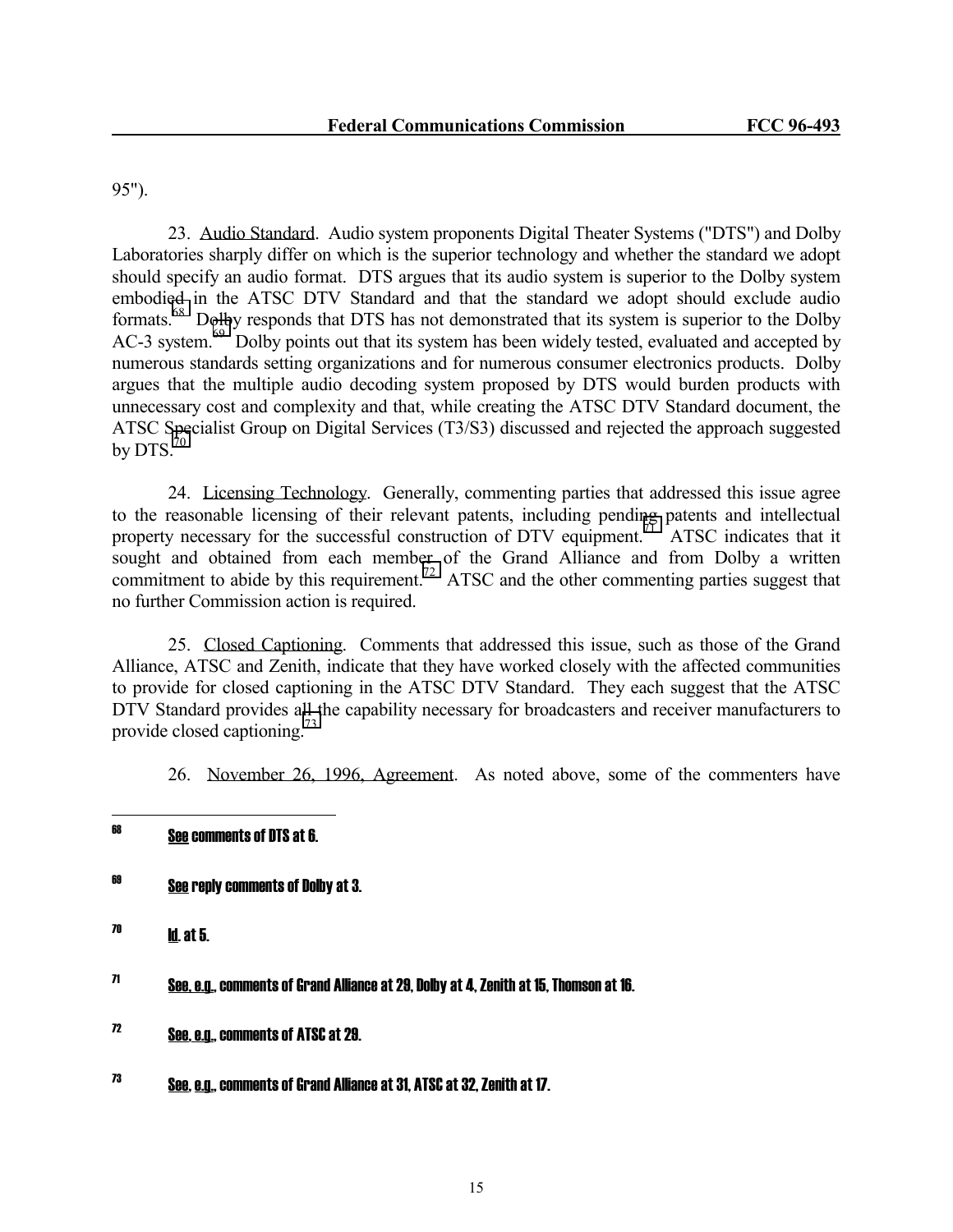95").

23. Audio Standard. Audio system proponents Digital Theater Systems ("DTS") and Dolby Laboratories sharply differ on which is the superior technology and whether the standard we adopt should specify an audio format. DTS argues that its audio system is superior to the Dolby system embodied in the ATSC DTV Standard and that the standard we adopt should exclude audio formats.[68] Dolby responds that DTS has not demonstrated that its system is superior to the Dolby AC-3 system.[69] Dolby points out that its system has been widely tested, evaluated and accepted by numerous standards setting organizations and for numerous consumer electronics products. Dolby argues that the multiple audio decoding system proposed by DTS would burden products with unnecessary cost and complexity and that, while creating the ATSC DTV Standard document, the ATSC Specialist Group on Digital Services (T3/S3) discussed and rejected the approach suggested by DTS.[70]

24. Licensing Technology. Generally, commenting parties that addressed this issue agree to the reasonable licensing of their relevant patents, including pending patents and intellectual property necessary for the successful construction of DTV equipment.[71] ATSC indicates that it sought and obtained from each member of the Grand Alliance and from Dolby a written commitment to abide by this requirement.[72] ATSC and the other commenting parties suggest that no further Commission action is required.

25. Closed Captioning. Comments that addressed this issue, such as those of the Grand Alliance, ATSC and Zenith, indicate that they have worked closely with the affected communities to provide for closed captioning in the ATSC DTV Standard. They each suggest that the ATSC DTV Standard provides all the capability necessary for broadcasters and receiver manufacturers to provide closed captioning.[73]

26. November 26, 1996, Agreement. As noted above, some of the commenters have

---

[68] See comments of DTS at 6.

[69] See reply comments of Dolby at 3.

[70] Id. at 5.

[71] See, e.g., comments of Grand Alliance at 29, Dolby at 4, Zenith at 15, Thomson at 16.

[72] See, e.g., comments of ATSC at 29.

[73] See, e.g., comments of Grand Alliance at 31, ATSC at 32, Zenith at 17.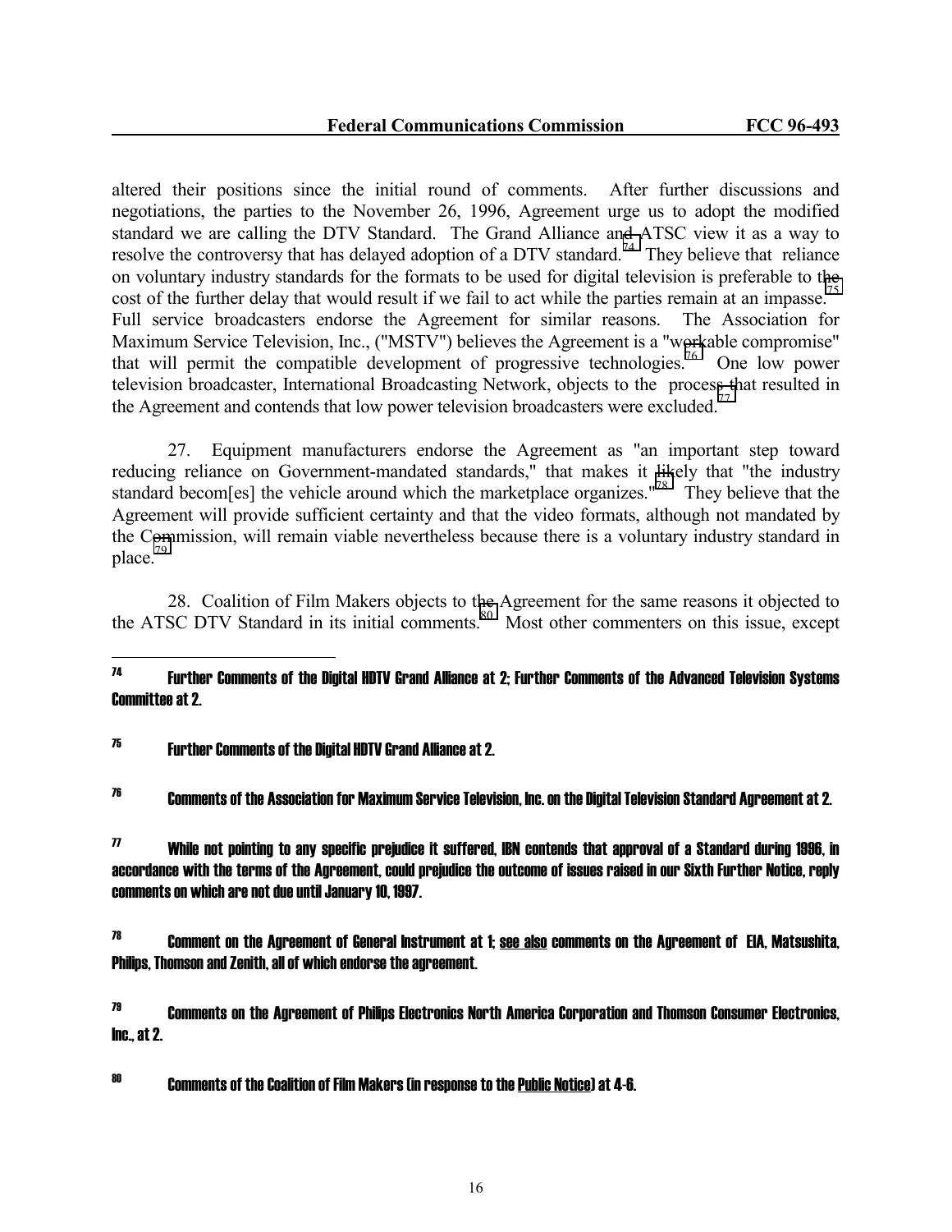altered their positions since the initial round of comments. After further discussions and negotiations, the parties to the November 26, 1996, Agreement urge us to adopt the modified standard we are calling the DTV Standard. The Grand Alliance and ATSC view it as a way to resolve the controversy that has delayed adoption of a DTV standard.[74] They believe that reliance on voluntary industry standards for the formats to be used for digital television is preferable to the cost of the further delay that would result if we fail to act while the parties remain at an impasse.[75] Full service broadcasters endorse the Agreement for similar reasons. The Association for Maximum Service Television, Inc., ("MSTV") believes the Agreement is a "workable compromise" that will permit the compatible development of progressive technologies.[76] One low power television broadcaster, International Broadcasting Network, objects to the process that resulted in the Agreement and contends that low power television broadcasters were excluded.[77]

27. Equipment manufacturers endorse the Agreement as "an important step toward reducing reliance on Government-mandated standards," that makes it likely that "the industry standard becom[es] the vehicle around which the marketplace organizes."[78] They believe that the Agreement will provide sufficient certainty and that the video formats, although not mandated by the Commission, will remain viable nevertheless because there is a voluntary industry standard in place.[79]

28. Coalition of Film Makers objects to the Agreement for the same reasons it objected to the ATSC DTV Standard in its initial comments.[80] Most other commenters on this issue, except

---

[74] Further Comments of the Digital HDTV Grand Alliance at 2; Further Comments of the Advanced Television Systems Committee at 2.

[75] Further Comments of the Digital HDTV Grand Alliance at 2.

[76] Comments of the Association for Maximum Service Television, Inc. on the Digital Television Standard Agreement at 2.

[77] While not pointing to any specific prejudice it suffered, IBN contends that approval of a Standard during 1996, in accordance with the terms of the Agreement, could prejudice the outcome of issues raised in our Sixth Further Notice, reply comments on which are not due until January 10, 1997.

[78] Comment on the Agreement of General Instrument at 1; see also comments on the Agreement of EIA, Matsushita, Philips, Thomson and Zenith, all of which endorse the agreement.

[79] Comments on the Agreement of Philips Electronics North America Corporation and Thomson Consumer Electronics, Inc., at 2.

[80] Comments of the Coalition of Film Makers (in response to the Public Notice) at 4-6.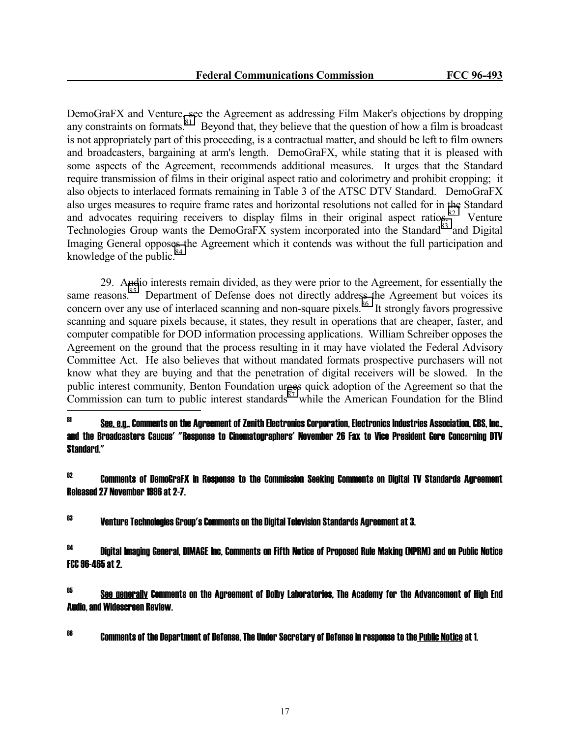DemoGraFX and Venture, see the Agreement as addressing Film Maker's objections by dropping any constraints on formats.[81] Beyond that, they believe that the question of how a film is broadcast is not appropriately part of this proceeding, is a contractual matter, and should be left to film owners and broadcasters, bargaining at arm's length. DemoGraFX, while stating that it is pleased with some aspects of the Agreement, recommends additional measures. It urges that the Standard require transmission of films in their original aspect ratio and colorimetry and prohibit cropping; it also objects to interlaced formats remaining in Table 3 of the ATSC DTV Standard. DemoGraFX also urges measures to require frame rates and horizontal resolutions not called for in the Standard and advocates requiring receivers to display films in their original aspect ratios.[82] Venture Technologies Group wants the DemoGraFX system incorporated into the Standard[83] and Digital Imaging General opposes the Agreement which it contends was without the full participation and knowledge of the public.[84]

29. Audio interests remain divided, as they were prior to the Agreement, for essentially the same reasons.[85] Department of Defense does not directly address the Agreement but voices its concern over any use of interlaced scanning and non-square pixels.[86] It strongly favors progressive scanning and square pixels because, it states, they result in operations that are cheaper, faster, and computer compatible for DOD information processing applications. William Schreiber opposes the Agreement on the ground that the process resulting in it may have violated the Federal Advisory Committee Act. He also believes that without mandated formats prospective purchasers will not know what they are buying and that the penetration of digital receivers will be slowed. In the public interest community, Benton Foundation urges quick adoption of the Agreement so that the Commission can turn to public interest standards[87] while the American Foundation for the Blind

---

[81] See, e.g., Comments on the Agreement of Zenith Electronics Corporation, Electronics Industries Association, CBS, Inc., and the Broadcasters Caucus' "Response to Cinematographers' November 26 Fax to Vice President Gore Concerning DTV Standard."

[82] Comments of DemoGraFX in Response to the Commission Seeking Comments on Digital TV Standards Agreement Released 27 November 1996 at 2-7.

[83] Venture Technologies Group's Comments on the Digital Television Standards Agreement at 3.

[84] Digital Imaging General, DIMAGE Inc, Comments on Fifth Notice of Proposed Rule Making (NPRM) and on Public Notice FCC 96-465 at 2.

[85] See generally Comments on the Agreement of Dolby Laboratories, The Academy for the Advancement of High End Audio, and Widescreen Review.

[86] Comments of the Department of Defense, The Under Secretary of Defense in response to the Public Notice at 1.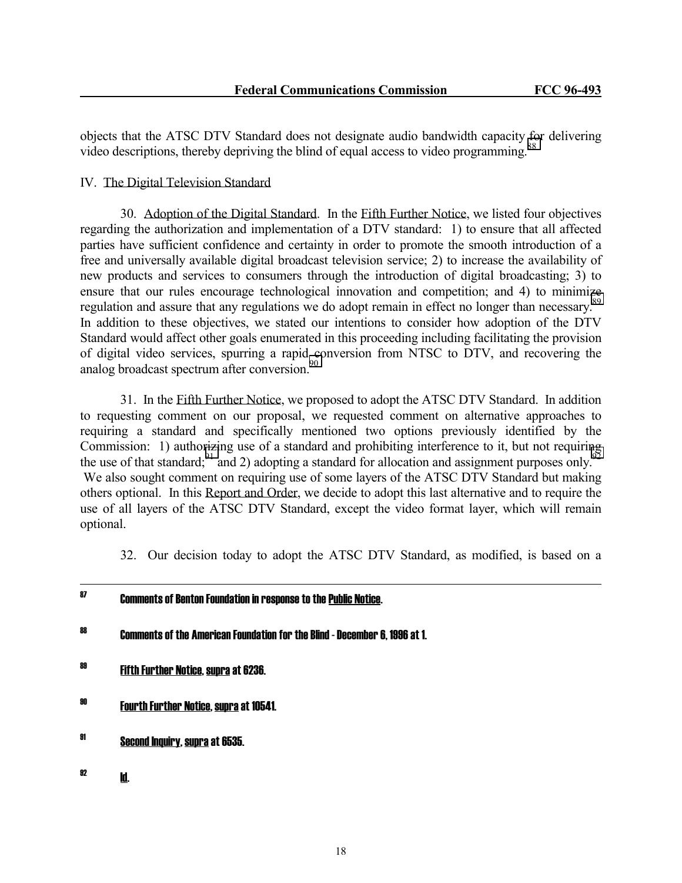objects that the ATSC DTV Standard does not designate audio bandwidth capacity for delivering video descriptions, thereby depriving the blind of equal access to video programming.[88]

## IV. The Digital Television Standard

30. Adoption of the Digital Standard. In the Fifth Further Notice, we listed four objectives regarding the authorization and implementation of a DTV standard: 1) to ensure that all affected parties have sufficient confidence and certainty in order to promote the smooth introduction of a free and universally available digital broadcast television service; 2) to increase the availability of new products and services to consumers through the introduction of digital broadcasting; 3) to ensure that our rules encourage technological innovation and competition; and 4) to minimize regulation and assure that any regulations we do adopt remain in effect no longer than necessary.[89] In addition to these objectives, we stated our intentions to consider how adoption of the DTV Standard would affect other goals enumerated in this proceeding including facilitating the provision of digital video services, spurring a rapid conversion from NTSC to DTV, and recovering the analog broadcast spectrum after conversion.[90]

31. In the Fifth Further Notice, we proposed to adopt the ATSC DTV Standard. In addition to requesting comment on our proposal, we requested comment on alternative approaches to requiring a standard and specifically mentioned two options previously identified by the Commission: 1) authorizing use of a standard and prohibiting interference to it, but not requiring the use of that standard;[91] and 2) adopting a standard for allocation and assignment purposes only.[92] We also sought comment on requiring use of some layers of the ATSC DTV Standard but making others optional. In this Report and Order, we decide to adopt this last alternative and to require the use of all layers of the ATSC DTV Standard, except the video format layer, which will remain optional.

32. Our decision today to adopt the ATSC DTV Standard, as modified, is based on a

---

87 Comments of Benton Foundation in response to the Public Notice.

88 Comments of the American Foundation for the Blind - December 6, 1996 at 1.

89 Fifth Further Notice, supra at 6236.

90 Fourth Further Notice, supra at 10541.

91 Second Inquiry, supra at 6535.

92 Id.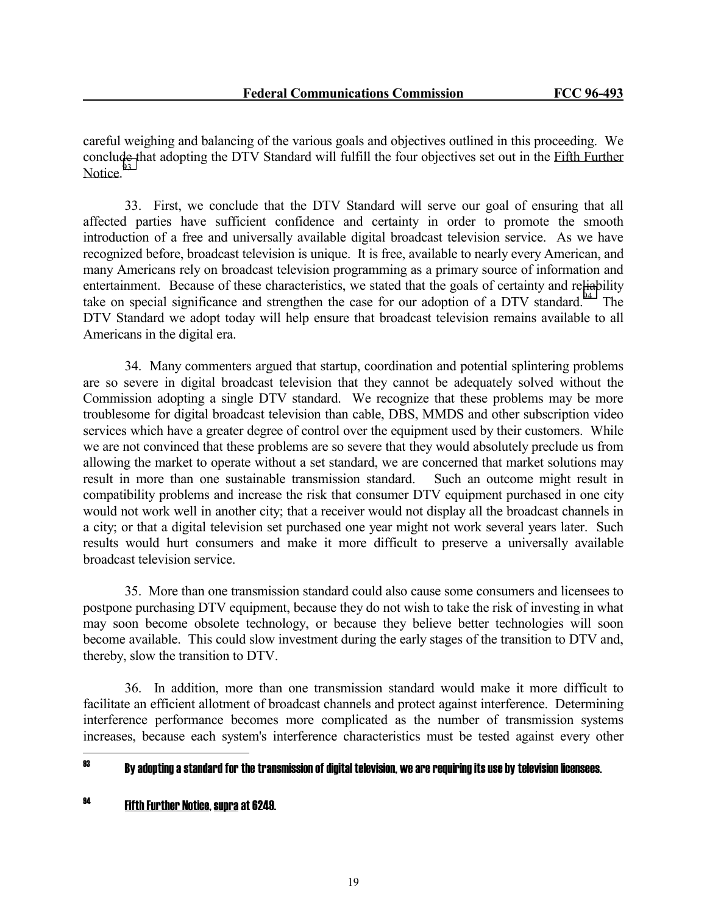careful weighing and balancing of the various goals and objectives outlined in this proceeding. We conclude that adopting the DTV Standard will fulfill the four objectives set out in the Fifth Further Notice.[93]

33. First, we conclude that the DTV Standard will serve our goal of ensuring that all affected parties have sufficient confidence and certainty in order to promote the smooth introduction of a free and universally available digital broadcast television service. As we have recognized before, broadcast television is unique. It is free, available to nearly every American, and many Americans rely on broadcast television programming as a primary source of information and entertainment. Because of these characteristics, we stated that the goals of certainty and reliability take on special significance and strengthen the case for our adoption of a DTV standard.[94] The DTV Standard we adopt today will help ensure that broadcast television remains available to all Americans in the digital era.

34. Many commenters argued that startup, coordination and potential splintering problems are so severe in digital broadcast television that they cannot be adequately solved without the Commission adopting a single DTV standard. We recognize that these problems may be more troublesome for digital broadcast television than cable, DBS, MMDS and other subscription video services which have a greater degree of control over the equipment used by their customers. While we are not convinced that these problems are so severe that they would absolutely preclude us from allowing the market to operate without a set standard, we are concerned that market solutions may result in more than one sustainable transmission standard. Such an outcome might result in compatibility problems and increase the risk that consumer DTV equipment purchased in one city would not work well in another city; that a receiver would not display all the broadcast channels in a city; or that a digital television set purchased one year might not work several years later. Such results would hurt consumers and make it more difficult to preserve a universally available broadcast television service.

35. More than one transmission standard could also cause some consumers and licensees to postpone purchasing DTV equipment, because they do not wish to take the risk of investing in what may soon become obsolete technology, or because they believe better technologies will soon become available. This could slow investment during the early stages of the transition to DTV and, thereby, slow the transition to DTV.

36. In addition, more than one transmission standard would make it more difficult to facilitate an efficient allotment of broadcast channels and protect against interference. Determining interference performance becomes more complicated as the number of transmission systems increases, because each system's interference characteristics must be tested against every other

---

[93] By adopting a standard for the transmission of digital television, we are requiring its use by television licensees.

[94] Fifth Further Notice, supra at 6249.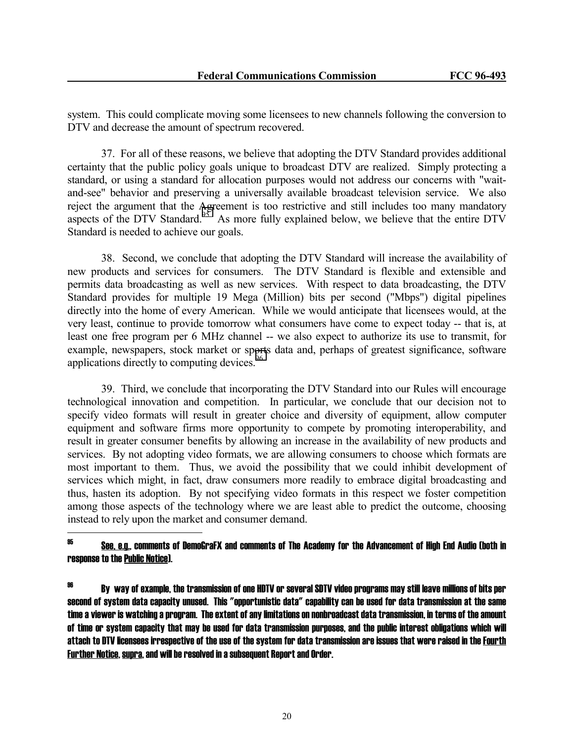system. This could complicate moving some licensees to new channels following the conversion to DTV and decrease the amount of spectrum recovered.

37. For all of these reasons, we believe that adopting the DTV Standard provides additional certainty that the public policy goals unique to broadcast DTV are realized. Simply protecting a standard, or using a standard for allocation purposes would not address our concerns with "wait-and-see" behavior and preserving a universally available broadcast television service. We also reject the argument that the Agreement is too restrictive and still includes too many mandatory aspects of the DTV Standard.[95] As more fully explained below, we believe that the entire DTV Standard is needed to achieve our goals.

38. Second, we conclude that adopting the DTV Standard will increase the availability of new products and services for consumers. The DTV Standard is flexible and extensible and permits data broadcasting as well as new services. With respect to data broadcasting, the DTV Standard provides for multiple 19 Mega (Million) bits per second ("Mbps") digital pipelines directly into the home of every American. While we would anticipate that licensees would, at the very least, continue to provide tomorrow what consumers have come to expect today -- that is, at least one free program per 6 MHz channel -- we also expect to authorize its use to transmit, for example, newspapers, stock market or sports data and, perhaps of greatest significance, software applications directly to computing devices.[96]

39. Third, we conclude that incorporating the DTV Standard into our Rules will encourage technological innovation and competition. In particular, we conclude that our decision not to specify video formats will result in greater choice and diversity of equipment, allow computer equipment and software firms more opportunity to compete by promoting interoperability, and result in greater consumer benefits by allowing an increase in the availability of new products and services. By not adopting video formats, we are allowing consumers to choose which formats are most important to them. Thus, we avoid the possibility that we could inhibit development of services which might, in fact, draw consumers more readily to embrace digital broadcasting and thus, hasten its adoption. By not specifying video formats in this respect we foster competition among those aspects of the technology where we are least able to predict the outcome, choosing instead to rely upon the market and consumer demand.

---

[95] See, e.g., comments of DemoGraFX and comments of The Academy for the Advancement of High End Audio (both in response to the Public Notice).

[96] By way of example, the transmission of one HDTV or several SDTV video programs may still leave millions of bits per second of system data capacity unused. This "opportunistic data" capability can be used for data transmission at the same time a viewer is watching a program. The extent of any limitations on nonbroadcast data transmission, in terms of the amount of time or system capacity that may be used for data transmission purposes, and the public interest obligations which will attach to DTV licensees irrespective of the use of the system for data transmission are issues that were raised in the Fourth Further Notice, supra, and will be resolved in a subsequent Report and Order.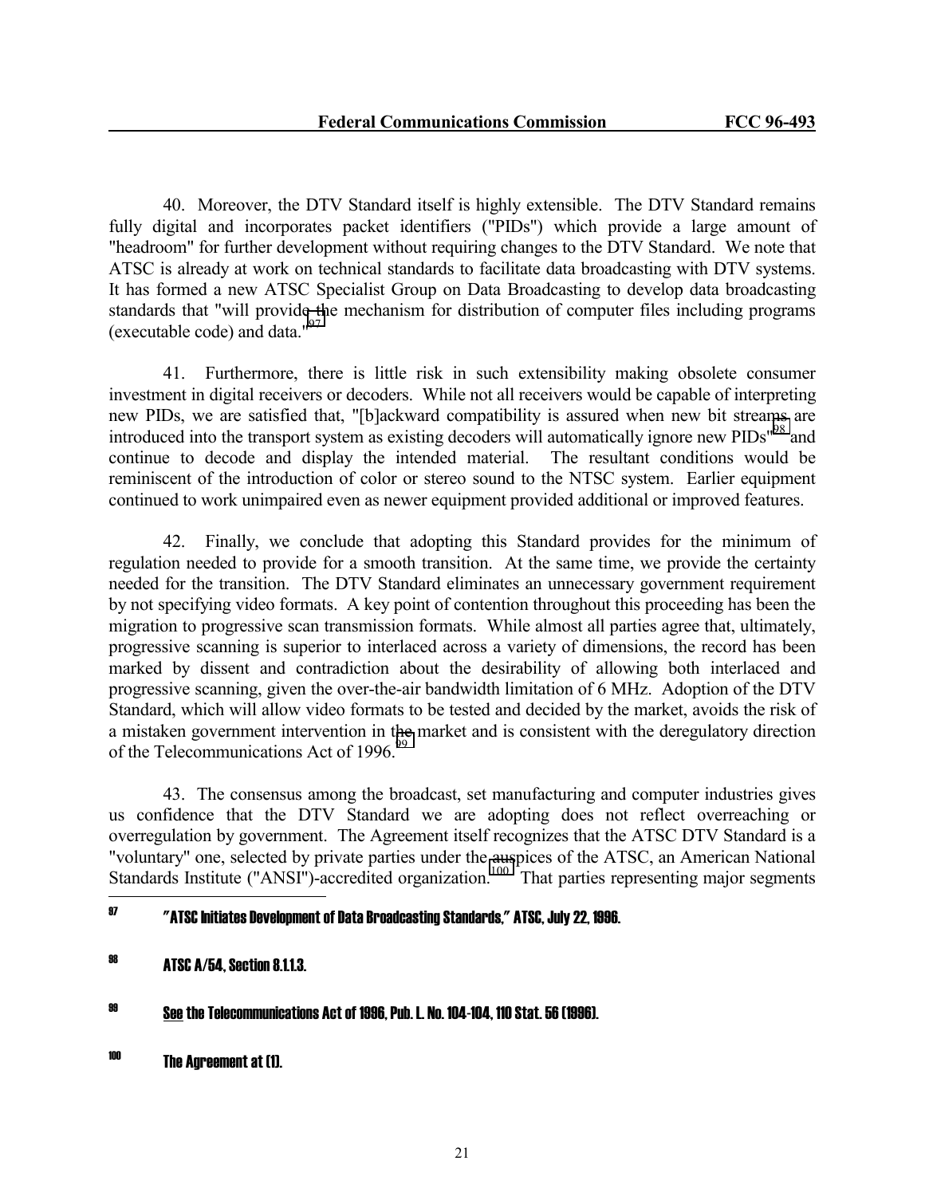40. Moreover, the DTV Standard itself is highly extensible. The DTV Standard remains fully digital and incorporates packet identifiers ("PIDs") which provide a large amount of "headroom" for further development without requiring changes to the DTV Standard. We note that ATSC is already at work on technical standards to facilitate data broadcasting with DTV systems. It has formed a new ATSC Specialist Group on Data Broadcasting to develop data broadcasting standards that "will provide the mechanism for distribution of computer files including programs (executable code) and data."[97]

41. Furthermore, there is little risk in such extensibility making obsolete consumer investment in digital receivers or decoders. While not all receivers would be capable of interpreting new PIDs, we are satisfied that, "[b]ackward compatibility is assured when new bit streams are introduced into the transport system as existing decoders will automatically ignore new PIDs"[98] and continue to decode and display the intended material. The resultant conditions would be reminiscent of the introduction of color or stereo sound to the NTSC system. Earlier equipment continued to work unimpaired even as newer equipment provided additional or improved features.

42. Finally, we conclude that adopting this Standard provides for the minimum of regulation needed to provide for a smooth transition. At the same time, we provide the certainty needed for the transition. The DTV Standard eliminates an unnecessary government requirement by not specifying video formats. A key point of contention throughout this proceeding has been the migration to progressive scan transmission formats. While almost all parties agree that, ultimately, progressive scanning is superior to interlaced across a variety of dimensions, the record has been marked by dissent and contradiction about the desirability of allowing both interlaced and progressive scanning, given the over-the-air bandwidth limitation of 6 MHz. Adoption of the DTV Standard, which will allow video formats to be tested and decided by the market, avoids the risk of a mistaken government intervention in the market and is consistent with the deregulatory direction of the Telecommunications Act of 1996.[99]

43. The consensus among the broadcast, set manufacturing and computer industries gives us confidence that the DTV Standard we are adopting does not reflect overreaching or overregulation by government. The Agreement itself recognizes that the ATSC DTV Standard is a "voluntary" one, selected by private parties under the auspices of the ATSC, an American National Standards Institute ("ANSI")-accredited organization.[100] That parties representing major segments

---

[97] "ATSC Initiates Development of Data Broadcasting Standards," ATSC, July 22, 1996.

[98] ATSC A/54, Section 8.1.1.3.

[99] See the Telecommunications Act of 1996, Pub. L. No. 104-104, 110 Stat. 56 (1996).

[100] The Agreement at (1).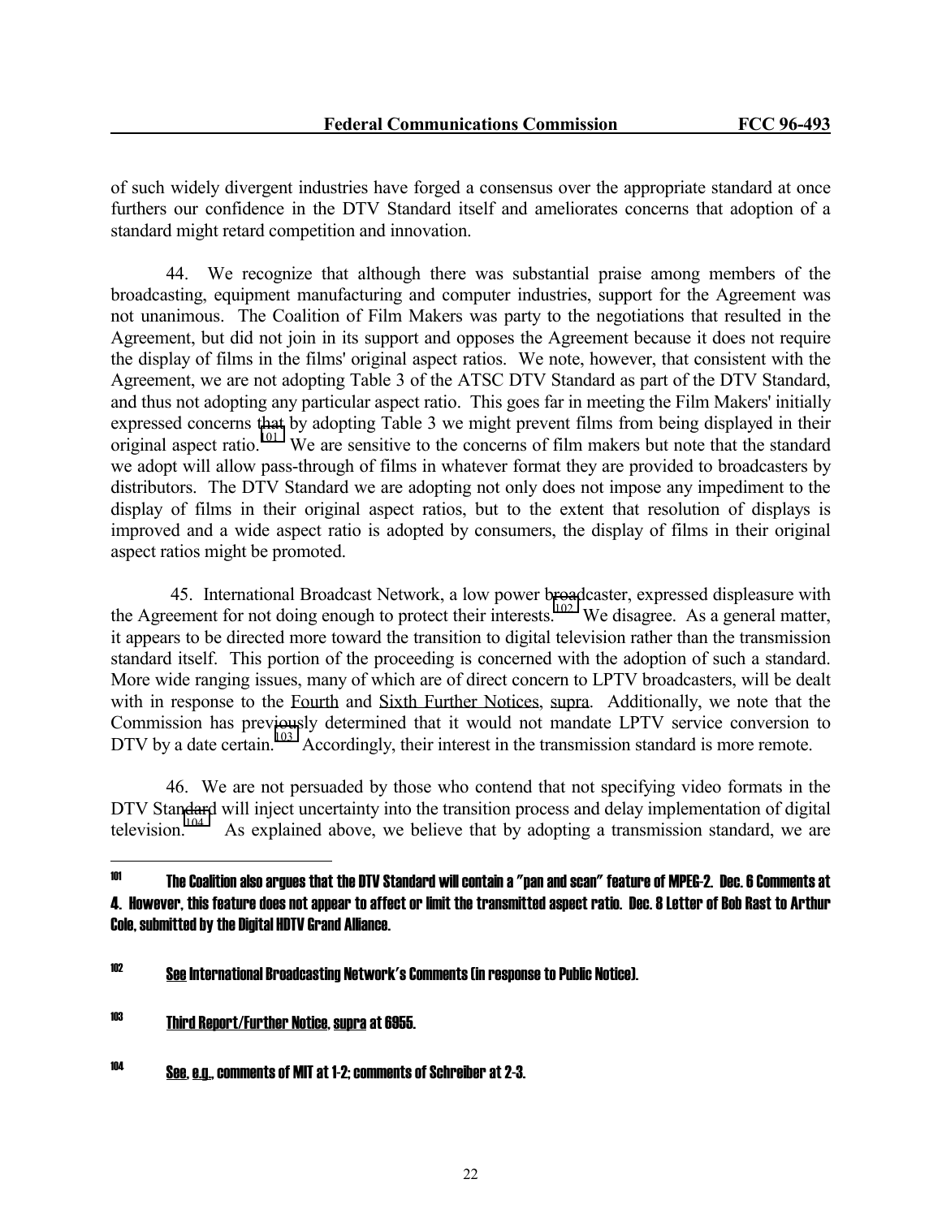of such widely divergent industries have forged a consensus over the appropriate standard at once furthers our confidence in the DTV Standard itself and ameliorates concerns that adoption of a standard might retard competition and innovation.

44. We recognize that although there was substantial praise among members of the broadcasting, equipment manufacturing and computer industries, support for the Agreement was not unanimous. The Coalition of Film Makers was party to the negotiations that resulted in the Agreement, but did not join in its support and opposes the Agreement because it does not require the display of films in the films' original aspect ratios. We note, however, that consistent with the Agreement, we are not adopting Table 3 of the ATSC DTV Standard as part of the DTV Standard, and thus not adopting any particular aspect ratio. This goes far in meeting the Film Makers' initially expressed concerns that by adopting Table 3 we might prevent films from being displayed in their original aspect ratio.[101] We are sensitive to the concerns of film makers but note that the standard we adopt will allow pass-through of films in whatever format they are provided to broadcasters by distributors. The DTV Standard we are adopting not only does not impose any impediment to the display of films in their original aspect ratios, but to the extent that resolution of displays is improved and a wide aspect ratio is adopted by consumers, the display of films in their original aspect ratios might be promoted.

45. International Broadcast Network, a low power broadcaster, expressed displeasure with the Agreement for not doing enough to protect their interests.[102] We disagree. As a general matter, it appears to be directed more toward the transition to digital television rather than the transmission standard itself. This portion of the proceeding is concerned with the adoption of such a standard. More wide ranging issues, many of which are of direct concern to LPTV broadcasters, will be dealt with in response to the Fourth and Sixth Further Notices, supra. Additionally, we note that the Commission has previously determined that it would not mandate LPTV service conversion to DTV by a date certain.[103] Accordingly, their interest in the transmission standard is more remote.

46. We are not persuaded by those who contend that not specifying video formats in the DTV Standard will inject uncertainty into the transition process and delay implementation of digital television.[104] As explained above, we believe that by adopting a transmission standard, we are

---

[101] The Coalition also argues that the DTV Standard will contain a "pan and scan" feature of MPEG-2. Dec. 6 Comments at 4. However, this feature does not appear to affect or limit the transmitted aspect ratio. Dec. 8 Letter of Bob Rast to Arthur Cole, submitted by the Digital HDTV Grand Alliance.

[102] See International Broadcasting Network's Comments (in response to Public Notice).

[103] Third Report/Further Notice, supra at 6955.

[104] See, e.g., comments of MIT at 1-2; comments of Schreiber at 2-3.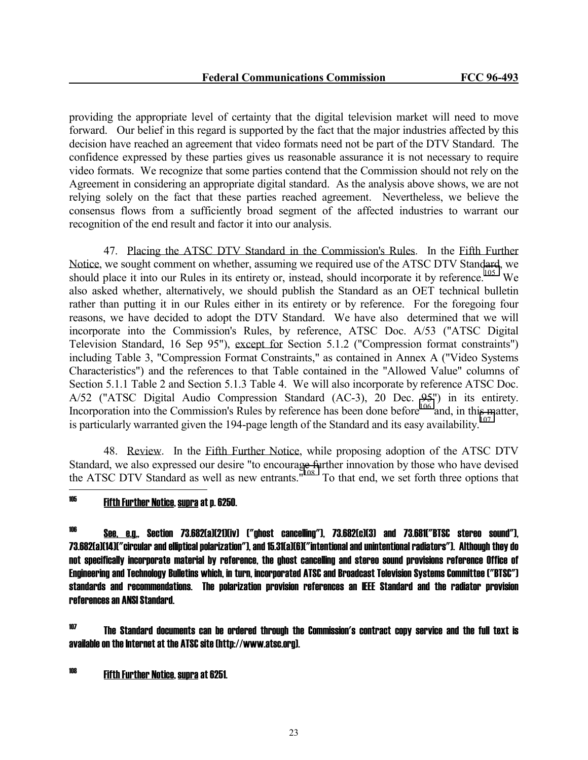providing the appropriate level of certainty that the digital television market will need to move forward. Our belief in this regard is supported by the fact that the major industries affected by this decision have reached an agreement that video formats need not be part of the DTV Standard. The confidence expressed by these parties gives us reasonable assurance it is not necessary to require video formats. We recognize that some parties contend that the Commission should not rely on the Agreement in considering an appropriate digital standard. As the analysis above shows, we are not relying solely on the fact that these parties reached agreement. Nevertheless, we believe the consensus flows from a sufficiently broad segment of the affected industries to warrant our recognition of the end result and factor it into our analysis.

47. Placing the ATSC DTV Standard in the Commission's Rules. In the Fifth Further Notice, we sought comment on whether, assuming we required use of the ATSC DTV Standard, we should place it into our Rules in its entirety or, instead, should incorporate it by reference.[105] We also asked whether, alternatively, we should publish the Standard as an OET technical bulletin rather than putting it in our Rules either in its entirety or by reference. For the foregoing four reasons, we have decided to adopt the DTV Standard. We have also determined that we will incorporate into the Commission's Rules, by reference, ATSC Doc. A/53 ("ATSC Digital Television Standard, 16 Sep 95"), except for Section 5.1.2 ("Compression format constraints") including Table 3, "Compression Format Constraints," as contained in Annex A ("Video Systems Characteristics") and the references to that Table contained in the "Allowed Value" columns of Section 5.1.1 Table 2 and Section 5.1.3 Table 4. We will also incorporate by reference ATSC Doc. A/52 ("ATSC Digital Audio Compression Standard (AC-3), 20 Dec. 95") in its entirety. Incorporation into the Commission's Rules by reference has been done before[106] and, in this matter, is particularly warranted given the 194-page length of the Standard and its easy availability.[107]

48. Review. In the Fifth Further Notice, while proposing adoption of the ATSC DTV Standard, we also expressed our desire "to encourage further innovation by those who have devised the ATSC DTV Standard as well as new entrants."[108] To that end, we set forth three options that

---

[105] Fifth Further Notice, supra at p. 6250.

[106] See, e.g., Section 73.682(a)(21)(iv) ("ghost cancelling"), 73.682(c)(3) and 73.681("BTSC stereo sound"), 73.682(a)(14)("circular and elliptical polarization"), and 15.31(a)(6)("intentional and unintentional radiators"). Although they do not specifically incorporate material by reference, the ghost cancelling and stereo sound provisions reference Office of Engineering and Technology Bulletins which, in turn, incorporated ATSC and Broadcast Television Systems Committee ("BTSC") standards and recommendations. The polarization provision references an IEEE Standard and the radiator provision references an ANSI Standard.

[107] The Standard documents can be ordered through the Commission's contract copy service and the full text is available on the Internet at the ATSC site (http://www.atsc.org).

[108] Fifth Further Notice, supra at 6251.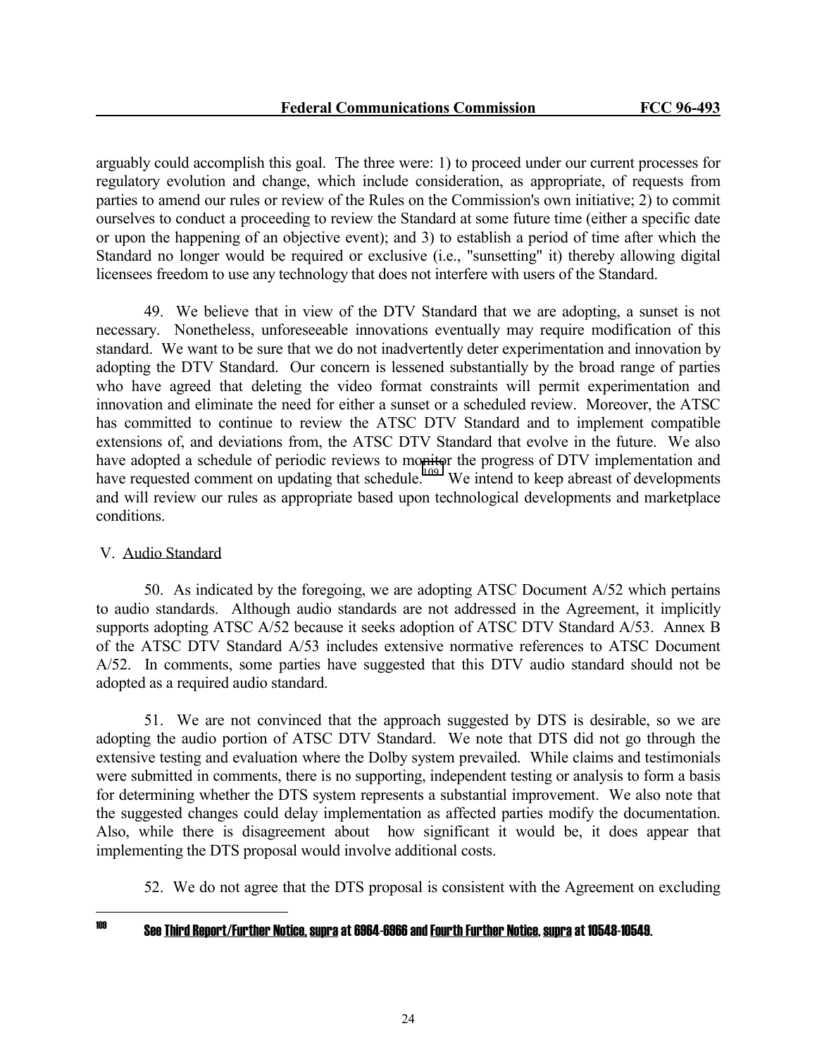arguably could accomplish this goal. The three were: 1) to proceed under our current processes for regulatory evolution and change, which include consideration, as appropriate, of requests from parties to amend our rules or review of the Rules on the Commission's own initiative; 2) to commit ourselves to conduct a proceeding to review the Standard at some future time (either a specific date or upon the happening of an objective event); and 3) to establish a period of time after which the Standard no longer would be required or exclusive (i.e., "sunsetting" it) thereby allowing digital licensees freedom to use any technology that does not interfere with users of the Standard.

49. We believe that in view of the DTV Standard that we are adopting, a sunset is not necessary. Nonetheless, unforeseeable innovations eventually may require modification of this standard. We want to be sure that we do not inadvertently deter experimentation and innovation by adopting the DTV Standard. Our concern is lessened substantially by the broad range of parties who have agreed that deleting the video format constraints will permit experimentation and innovation and eliminate the need for either a sunset or a scheduled review. Moreover, the ATSC has committed to continue to review the ATSC DTV Standard and to implement compatible extensions of, and deviations from, the ATSC DTV Standard that evolve in the future. We also have adopted a schedule of periodic reviews to monitor the progress of DTV implementation and have requested comment on updating that schedule.[109] We intend to keep abreast of developments and will review our rules as appropriate based upon technological developments and marketplace conditions.

## V. Audio Standard

50. As indicated by the foregoing, we are adopting ATSC Document A/52 which pertains to audio standards. Although audio standards are not addressed in the Agreement, it implicitly supports adopting ATSC A/52 because it seeks adoption of ATSC DTV Standard A/53. Annex B of the ATSC DTV Standard A/53 includes extensive normative references to ATSC Document A/52. In comments, some parties have suggested that this DTV audio standard should not be adopted as a required audio standard.

51. We are not convinced that the approach suggested by DTS is desirable, so we are adopting the audio portion of ATSC DTV Standard. We note that DTS did not go through the extensive testing and evaluation where the Dolby system prevailed. While claims and testimonials were submitted in comments, there is no supporting, independent testing or analysis to form a basis for determining whether the DTS system represents a substantial improvement. We also note that the suggested changes could delay implementation as affected parties modify the documentation. Also, while there is disagreement about how significant it would be, it does appear that implementing the DTS proposal would involve additional costs.

52. We do not agree that the DTS proposal is consistent with the Agreement on excluding

---

[109] See Third Report/Further Notice, supra at 6964-6966 and Fourth Further Notice, supra at 10548-10549.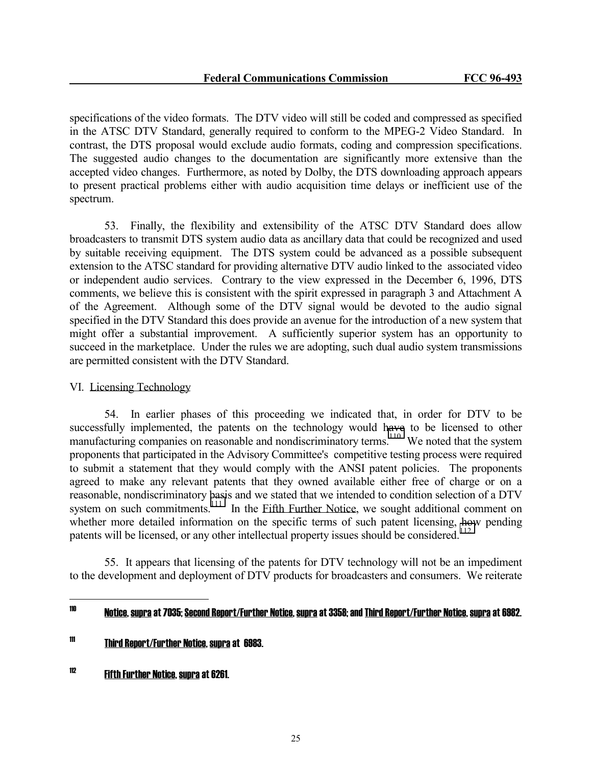specifications of the video formats. The DTV video will still be coded and compressed as specified in the ATSC DTV Standard, generally required to conform to the MPEG-2 Video Standard. In contrast, the DTS proposal would exclude audio formats, coding and compression specifications. The suggested audio changes to the documentation are significantly more extensive than the accepted video changes. Furthermore, as noted by Dolby, the DTS downloading approach appears to present practical problems either with audio acquisition time delays or inefficient use of the spectrum.

53. Finally, the flexibility and extensibility of the ATSC DTV Standard does allow broadcasters to transmit DTS system audio data as ancillary data that could be recognized and used by suitable receiving equipment. The DTS system could be advanced as a possible subsequent extension to the ATSC standard for providing alternative DTV audio linked to the associated video or independent audio services. Contrary to the view expressed in the December 6, 1996, DTS comments, we believe this is consistent with the spirit expressed in paragraph 3 and Attachment A of the Agreement. Although some of the DTV signal would be devoted to the audio signal specified in the DTV Standard this does provide an avenue for the introduction of a new system that might offer a substantial improvement. A sufficiently superior system has an opportunity to succeed in the marketplace. Under the rules we are adopting, such dual audio system transmissions are permitted consistent with the DTV Standard.

## VI. Licensing Technology

54. In earlier phases of this proceeding we indicated that, in order for DTV to be successfully implemented, the patents on the technology would have to be licensed to other manufacturing companies on reasonable and nondiscriminatory terms.[110] We noted that the system proponents that participated in the Advisory Committee's competitive testing process were required to submit a statement that they would comply with the ANSI patent policies. The proponents agreed to make any relevant patents that they owned available either free of charge or on a reasonable, nondiscriminatory basis and we stated that we intended to condition selection of a DTV system on such commitments.[111] In the Fifth Further Notice, we sought additional comment on whether more detailed information on the specific terms of such patent licensing, how pending patents will be licensed, or any other intellectual property issues should be considered.[112]

55. It appears that licensing of the patents for DTV technology will not be an impediment to the development and deployment of DTV products for broadcasters and consumers. We reiterate

---

[110] Notice, supra at 7035; Second Report/Further Notice, supra at 3358; and Third Report/Further Notice, supra at 6982.

[111] Third Report/Further Notice, supra at 6983.

[112] Fifth Further Notice, supra at 6261.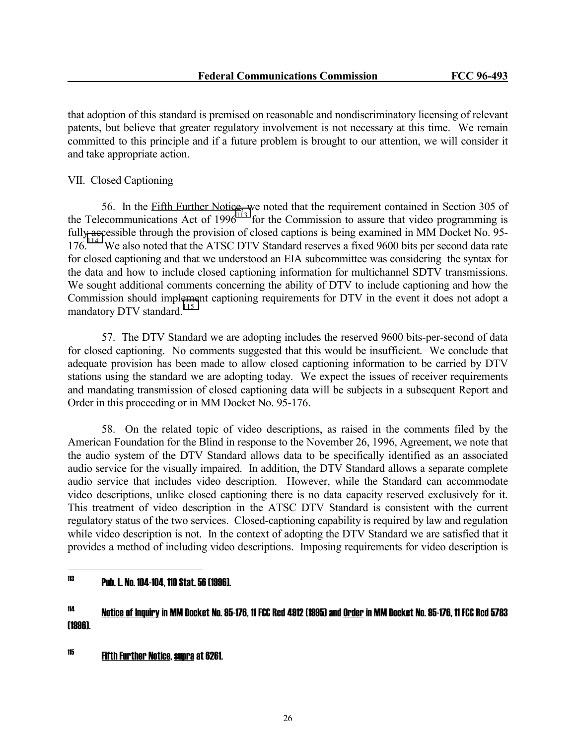that adoption of this standard is premised on reasonable and nondiscriminatory licensing of relevant patents, but believe that greater regulatory involvement is not necessary at this time. We remain committed to this principle and if a future problem is brought to our attention, we will consider it and take appropriate action.

## VII. Closed Captioning

56. In the Fifth Further Notice, we noted that the requirement contained in Section 305 of the Telecommunications Act of 1996[113] for the Commission to assure that video programming is fully accessible through the provision of closed captions is being examined in MM Docket No. 95-176.[114] We also noted that the ATSC DTV Standard reserves a fixed 9600 bits per second data rate for closed captioning and that we understood an EIA subcommittee was considering the syntax for the data and how to include closed captioning information for multichannel SDTV transmissions. We sought additional comments concerning the ability of DTV to include captioning and how the Commission should implement captioning requirements for DTV in the event it does not adopt a mandatory DTV standard.[115]

57. The DTV Standard we are adopting includes the reserved 9600 bits-per-second of data for closed captioning. No comments suggested that this would be insufficient. We conclude that adequate provision has been made to allow closed captioning information to be carried by DTV stations using the standard we are adopting today. We expect the issues of receiver requirements and mandating transmission of closed captioning data will be subjects in a subsequent Report and Order in this proceeding or in MM Docket No. 95-176.

58. On the related topic of video descriptions, as raised in the comments filed by the American Foundation for the Blind in response to the November 26, 1996, Agreement, we note that the audio system of the DTV Standard allows data to be specifically identified as an associated audio service for the visually impaired. In addition, the DTV Standard allows a separate complete audio service that includes video description. However, while the Standard can accommodate video descriptions, unlike closed captioning there is no data capacity reserved exclusively for it. This treatment of video description in the ATSC DTV Standard is consistent with the current regulatory status of the two services. Closed-captioning capability is required by law and regulation while video description is not. In the context of adopting the DTV Standard we are satisfied that it provides a method of including video descriptions. Imposing requirements for video description is

---

[113] Pub. L. No. 104-104, 110 Stat. 56 (1996).

[114] Notice of Inquiry in MM Docket No. 95-176, 11 FCC Rcd 4912 (1995) and Order in MM Docket No. 95-176, 11 FCC Rcd 5783 (1996).

[115] Fifth Further Notice, supra at 6261.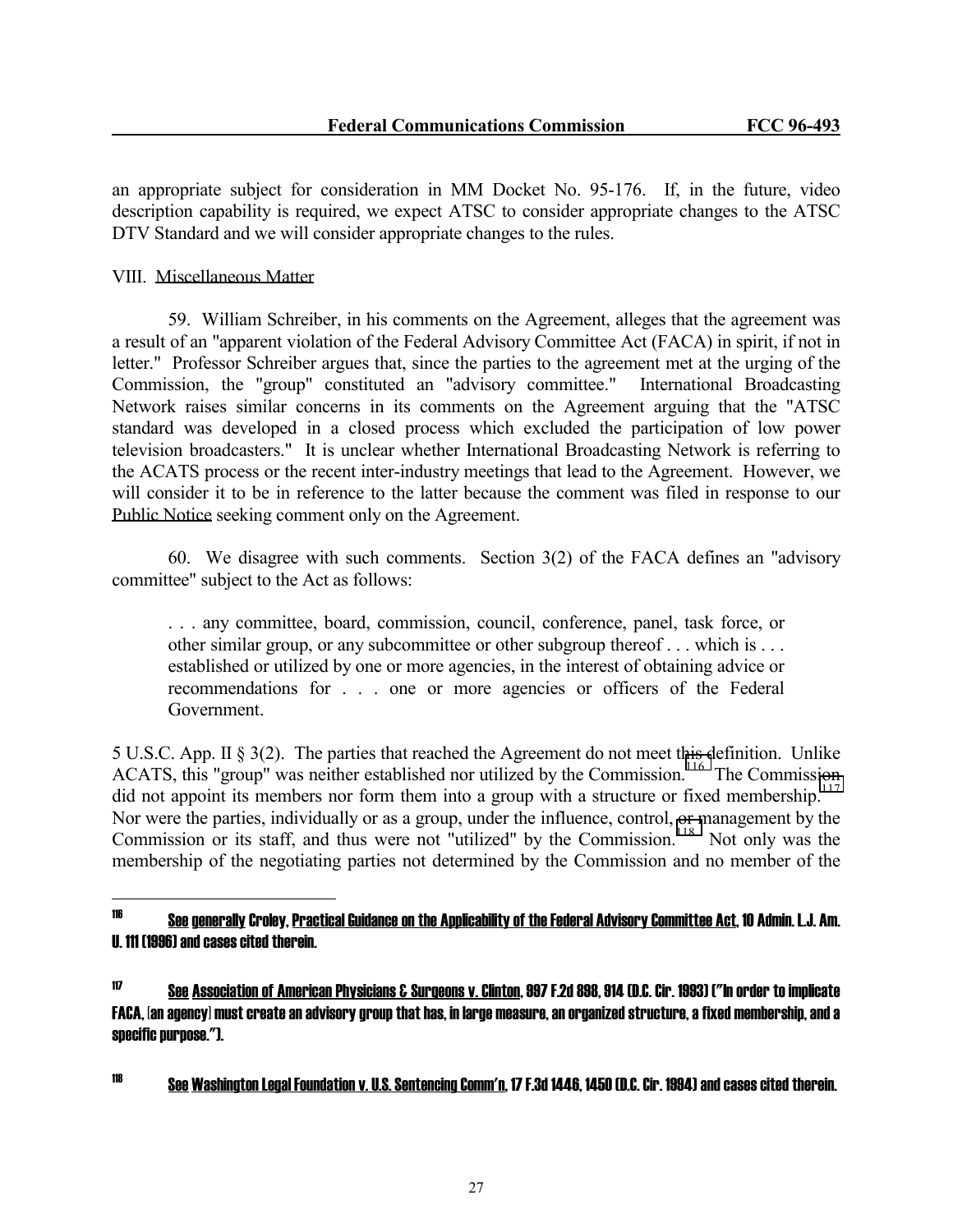an appropriate subject for consideration in MM Docket No. 95-176. If, in the future, video description capability is required, we expect ATSC to consider appropriate changes to the ATSC DTV Standard and we will consider appropriate changes to the rules.

## VIII. Miscellaneous Matter

59. William Schreiber, in his comments on the Agreement, alleges that the agreement was a result of an "apparent violation of the Federal Advisory Committee Act (FACA) in spirit, if not in letter." Professor Schreiber argues that, since the parties to the agreement met at the urging of the Commission, the "group" constituted an "advisory committee." International Broadcasting Network raises similar concerns in its comments on the Agreement arguing that the "ATSC standard was developed in a closed process which excluded the participation of low power television broadcasters." It is unclear whether International Broadcasting Network is referring to the ACATS process or the recent inter-industry meetings that lead to the Agreement. However, we will consider it to be in reference to the latter because the comment was filed in response to our Public Notice seeking comment only on the Agreement.

60. We disagree with such comments. Section 3(2) of the FACA defines an "advisory committee" subject to the Act as follows:

> . . . any committee, board, commission, council, conference, panel, task force, or other similar group, or any subcommittee or other subgroup thereof . . . which is . . . established or utilized by one or more agencies, in the interest of obtaining advice or recommendations for . . . one or more agencies or officers of the Federal Government.

5 U.S.C. App. II § 3(2). The parties that reached the Agreement do not meet this definition. Unlike ACATS, this "group" was neither established nor utilized by the Commission.[116] The Commission did not appoint its members nor form them into a group with a structure or fixed membership.[117] Nor were the parties, individually or as a group, under the influence, control, or management by the Commission or its staff, and thus were not "utilized" by the Commission.[118] Not only was the membership of the negotiating parties not determined by the Commission and no member of the

---

[116] See generally Croley, Practical Guidance on the Applicability of the Federal Advisory Committee Act, 10 Admin. L.J. Am. U. 111 (1996) and cases cited therein.

[117] See Association of American Physicians & Surgeons v. Clinton, 997 F.2d 898, 914 (D.C. Cir. 1993) ("In order to implicate FACA, [an agency] must create an advisory group that has, in large measure, an organized structure, a fixed membership, and a specific purpose.").

[118] See Washington Legal Foundation v. U.S. Sentencing Comm'n, 17 F.3d 1446, 1450 (D.C. Cir. 1994) and cases cited therein.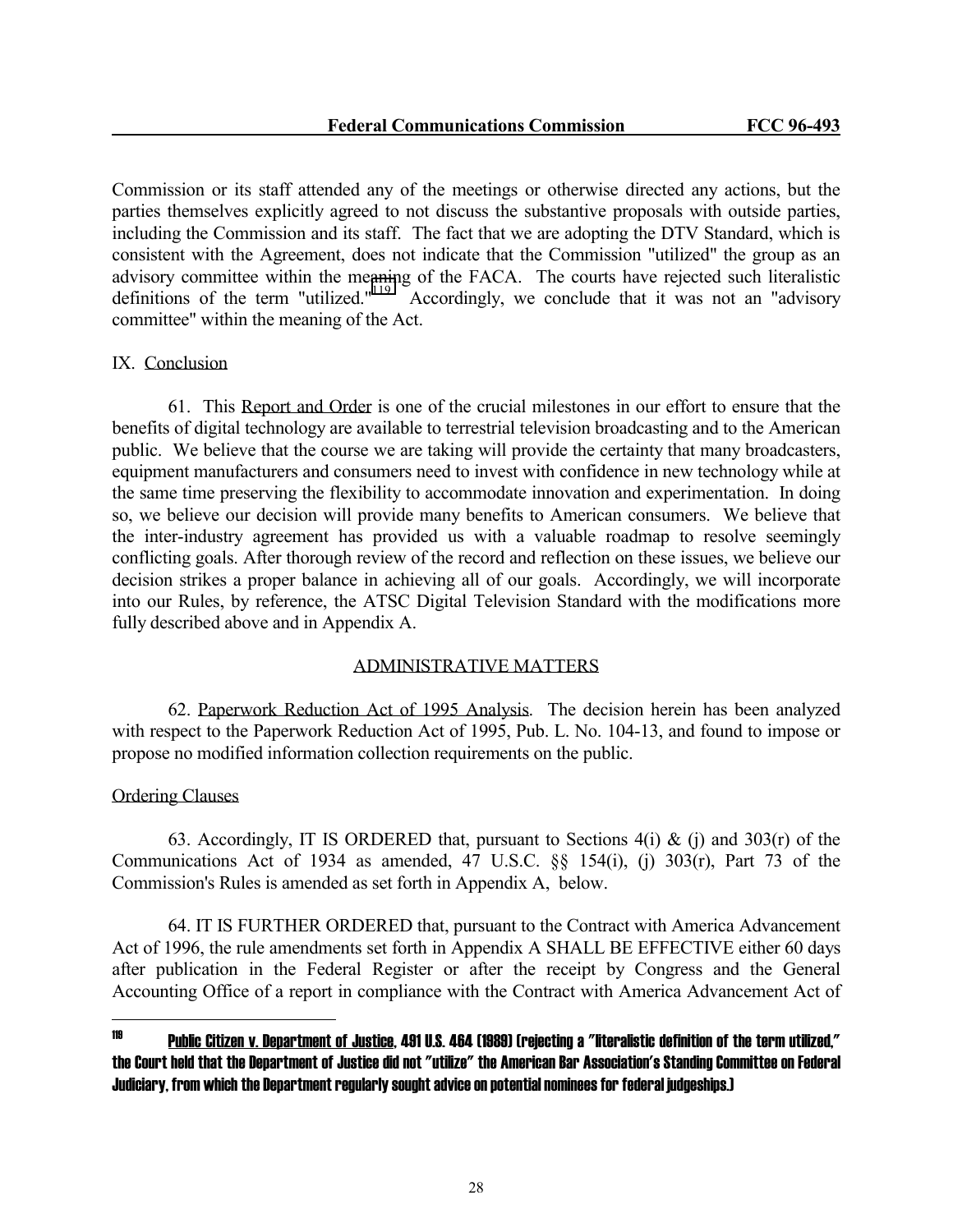Commission or its staff attended any of the meetings or otherwise directed any actions, but the parties themselves explicitly agreed to not discuss the substantive proposals with outside parties, including the Commission and its staff. The fact that we are adopting the DTV Standard, which is consistent with the Agreement, does not indicate that the Commission "utilized" the group as an advisory committee within the meaning of the FACA. The courts have rejected such literalistic definitions of the term "utilized."[119] Accordingly, we conclude that it was not an "advisory committee" within the meaning of the Act.

## IX. Conclusion

61. This Report and Order is one of the crucial milestones in our effort to ensure that the benefits of digital technology are available to terrestrial television broadcasting and to the American public. We believe that the course we are taking will provide the certainty that many broadcasters, equipment manufacturers and consumers need to invest with confidence in new technology while at the same time preserving the flexibility to accommodate innovation and experimentation. In doing so, we believe our decision will provide many benefits to American consumers. We believe that the inter-industry agreement has provided us with a valuable roadmap to resolve seemingly conflicting goals. After thorough review of the record and reflection on these issues, we believe our decision strikes a proper balance in achieving all of our goals. Accordingly, we will incorporate into our Rules, by reference, the ATSC Digital Television Standard with the modifications more fully described above and in Appendix A.

## ADMINISTRATIVE MATTERS

62. Paperwork Reduction Act of 1995 Analysis. The decision herein has been analyzed with respect to the Paperwork Reduction Act of 1995, Pub. L. No. 104-13, and found to impose or propose no modified information collection requirements on the public.

### Ordering Clauses

63. Accordingly, IT IS ORDERED that, pursuant to Sections 4(i) & (j) and 303(r) of the Communications Act of 1934 as amended, 47 U.S.C. §§ 154(i), (j) 303(r), Part 73 of the Commission's Rules is amended as set forth in Appendix A, below.

64. IT IS FURTHER ORDERED that, pursuant to the Contract with America Advancement Act of 1996, the rule amendments set forth in Appendix A SHALL BE EFFECTIVE either 60 days after publication in the Federal Register or after the receipt by Congress and the General Accounting Office of a report in compliance with the Contract with America Advancement Act of

---

[119] Public Citizen v. Department of Justice, 491 U.S. 464 (1989) (rejecting a "literalistic definition of the term utilized," the Court held that the Department of Justice did not "utilize" the American Bar Association's Standing Committee on Federal Judiciary, from which the Department regularly sought advice on potential nominees for federal judgeships.)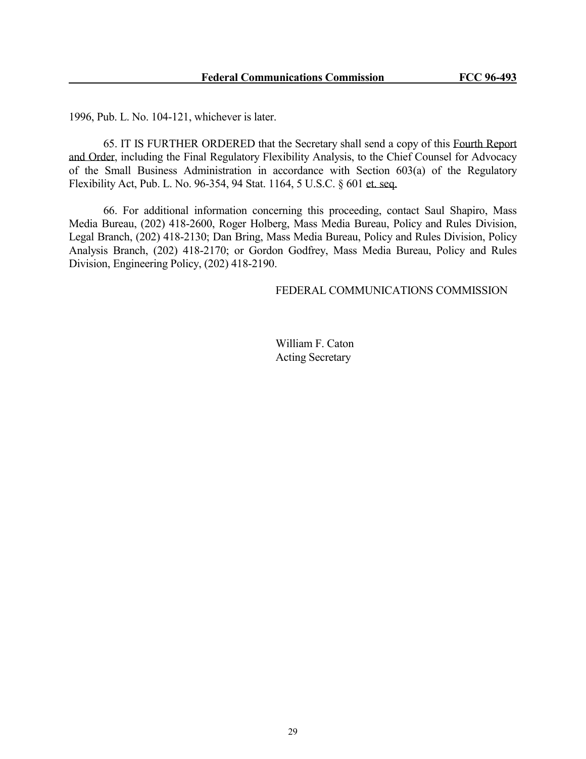1996, Pub. L. No. 104-121, whichever is later.

65. IT IS FURTHER ORDERED that the Secretary shall send a copy of this Fourth Report and Order, including the Final Regulatory Flexibility Analysis, to the Chief Counsel for Advocacy of the Small Business Administration in accordance with Section 603(a) of the Regulatory Flexibility Act, Pub. L. No. 96-354, 94 Stat. 1164, 5 U.S.C. § 601 et. seq.

66. For additional information concerning this proceeding, contact Saul Shapiro, Mass Media Bureau, (202) 418-2600, Roger Holberg, Mass Media Bureau, Policy and Rules Division, Legal Branch, (202) 418-2130; Dan Bring, Mass Media Bureau, Policy and Rules Division, Policy Analysis Branch, (202) 418-2170; or Gordon Godfrey, Mass Media Bureau, Policy and Rules Division, Engineering Policy, (202) 418-2190.

FEDERAL COMMUNICATIONS COMMISSION

William F. Caton
Acting Secretary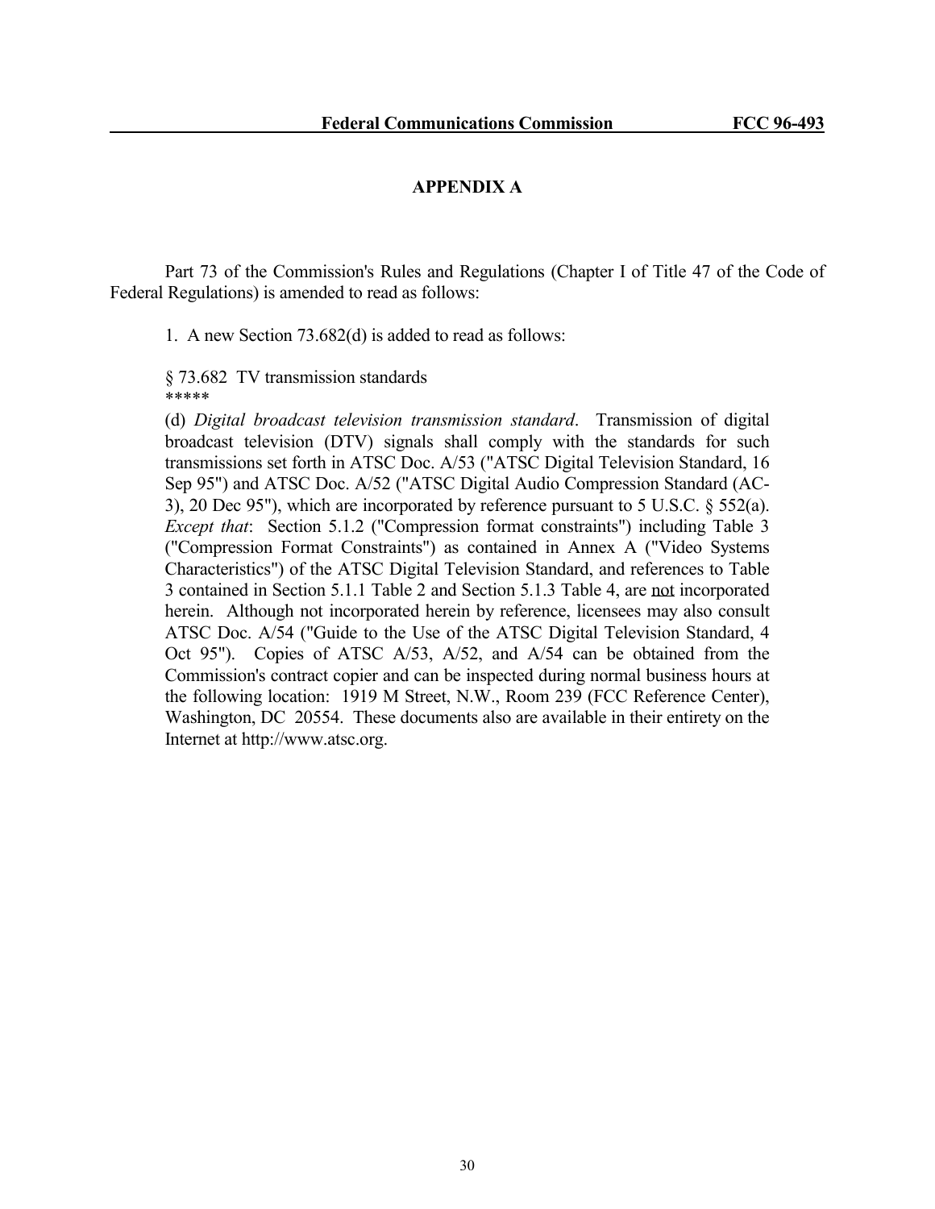# APPENDIX A

Part 73 of the Commission's Rules and Regulations (Chapter I of Title 47 of the Code of Federal Regulations) is amended to read as follows:

1. A new Section 73.682(d) is added to read as follows:

> § 73.682 TV transmission standards
> *****
> (d) *Digital broadcast television transmission standard*. Transmission of digital broadcast television (DTV) signals shall comply with the standards for such transmissions set forth in ATSC Doc. A/53 ("ATSC Digital Television Standard, 16 Sep 95") and ATSC Doc. A/52 ("ATSC Digital Audio Compression Standard (AC-3), 20 Dec 95"), which are incorporated by reference pursuant to 5 U.S.C. § 552(a). *Except that*: Section 5.1.2 ("Compression format constraints") including Table 3 ("Compression Format Constraints") as contained in Annex A ("Video Systems Characteristics") of the ATSC Digital Television Standard, and references to Table 3 contained in Section 5.1.1 Table 2 and Section 5.1.3 Table 4, are <u>not</u> incorporated herein. Although not incorporated herein by reference, licensees may also consult ATSC Doc. A/54 ("Guide to the Use of the ATSC Digital Television Standard, 4 Oct 95"). Copies of ATSC A/53, A/52, and A/54 can be obtained from the Commission's contract copier and can be inspected during normal business hours at the following location: 1919 M Street, N.W., Room 239 (FCC Reference Center), Washington, DC 20554. These documents also are available in their entirety on the Internet at http://www.atsc.org.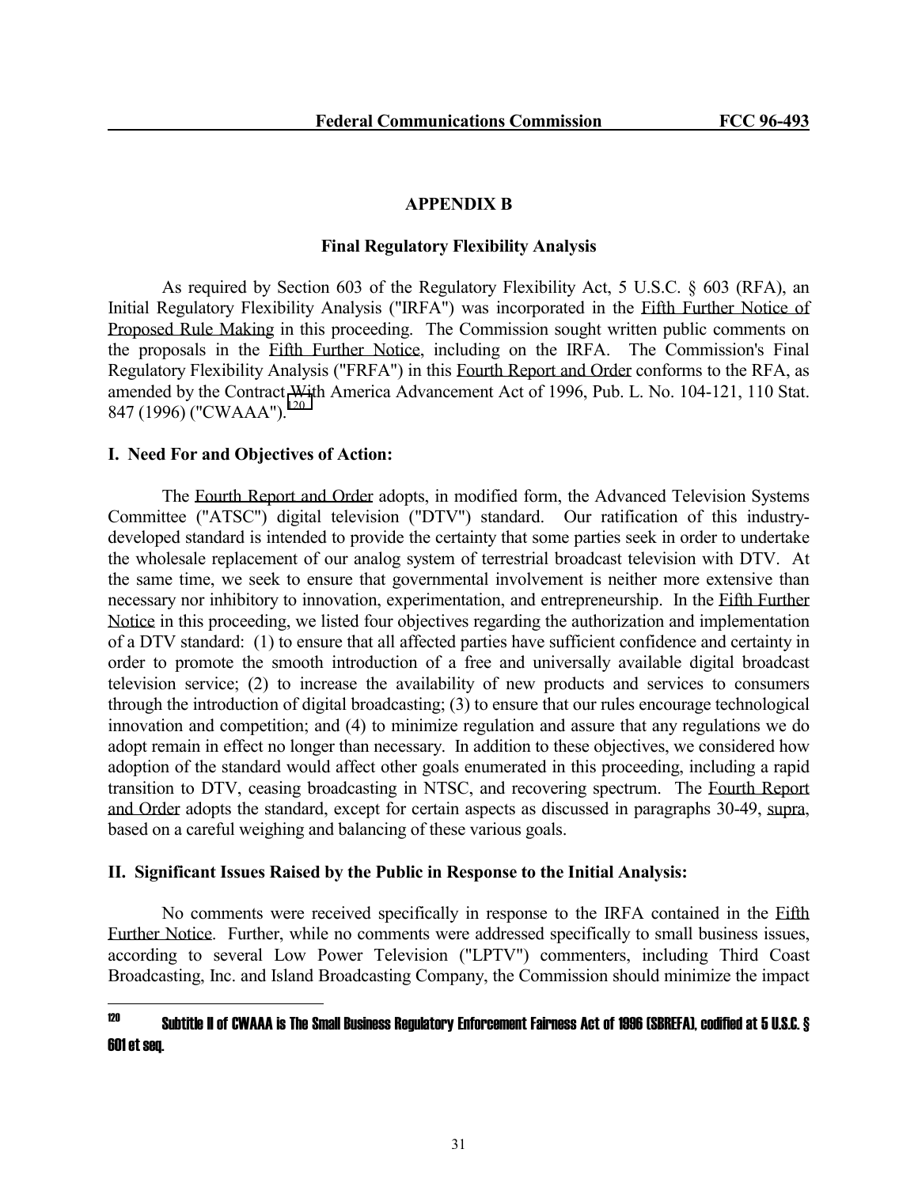## APPENDIX B

### Final Regulatory Flexibility Analysis

As required by Section 603 of the Regulatory Flexibility Act, 5 U.S.C. § 603 (RFA), an Initial Regulatory Flexibility Analysis ("IRFA") was incorporated in the Fifth Further Notice of Proposed Rule Making in this proceeding. The Commission sought written public comments on the proposals in the Fifth Further Notice, including on the IRFA. The Commission's Final Regulatory Flexibility Analysis ("FRFA") in this Fourth Report and Order conforms to the RFA, as amended by the Contract With America Advancement Act of 1996, Pub. L. No. 104-121, 110 Stat. 847 (1996) ("CWAAA").[120]

**I. Need For and Objectives of Action:**

The Fourth Report and Order adopts, in modified form, the Advanced Television Systems Committee ("ATSC") digital television ("DTV") standard. Our ratification of this industry-developed standard is intended to provide the certainty that some parties seek in order to undertake the wholesale replacement of our analog system of terrestrial broadcast television with DTV. At the same time, we seek to ensure that governmental involvement is neither more extensive than necessary nor inhibitory to innovation, experimentation, and entrepreneurship. In the Fifth Further Notice in this proceeding, we listed four objectives regarding the authorization and implementation of a DTV standard: (1) to ensure that all affected parties have sufficient confidence and certainty in order to promote the smooth introduction of a free and universally available digital broadcast television service; (2) to increase the availability of new products and services to consumers through the introduction of digital broadcasting; (3) to ensure that our rules encourage technological innovation and competition; and (4) to minimize regulation and assure that any regulations we do adopt remain in effect no longer than necessary. In addition to these objectives, we considered how adoption of the standard would affect other goals enumerated in this proceeding, including a rapid transition to DTV, ceasing broadcasting in NTSC, and recovering spectrum. The Fourth Report and Order adopts the standard, except for certain aspects as discussed in paragraphs 30-49, supra, based on a careful weighing and balancing of these various goals.

**II. Significant Issues Raised by the Public in Response to the Initial Analysis:**

No comments were received specifically in response to the IRFA contained in the Fifth Further Notice. Further, while no comments were addressed specifically to small business issues, according to several Low Power Television ("LPTV") commenters, including Third Coast Broadcasting, Inc. and Island Broadcasting Company, the Commission should minimize the impact

---

[120] Subtitle II of CWAAA is The Small Business Regulatory Enforcement Fairness Act of 1996 (SBREFA), codified at 5 U.S.C. § 601 et seq.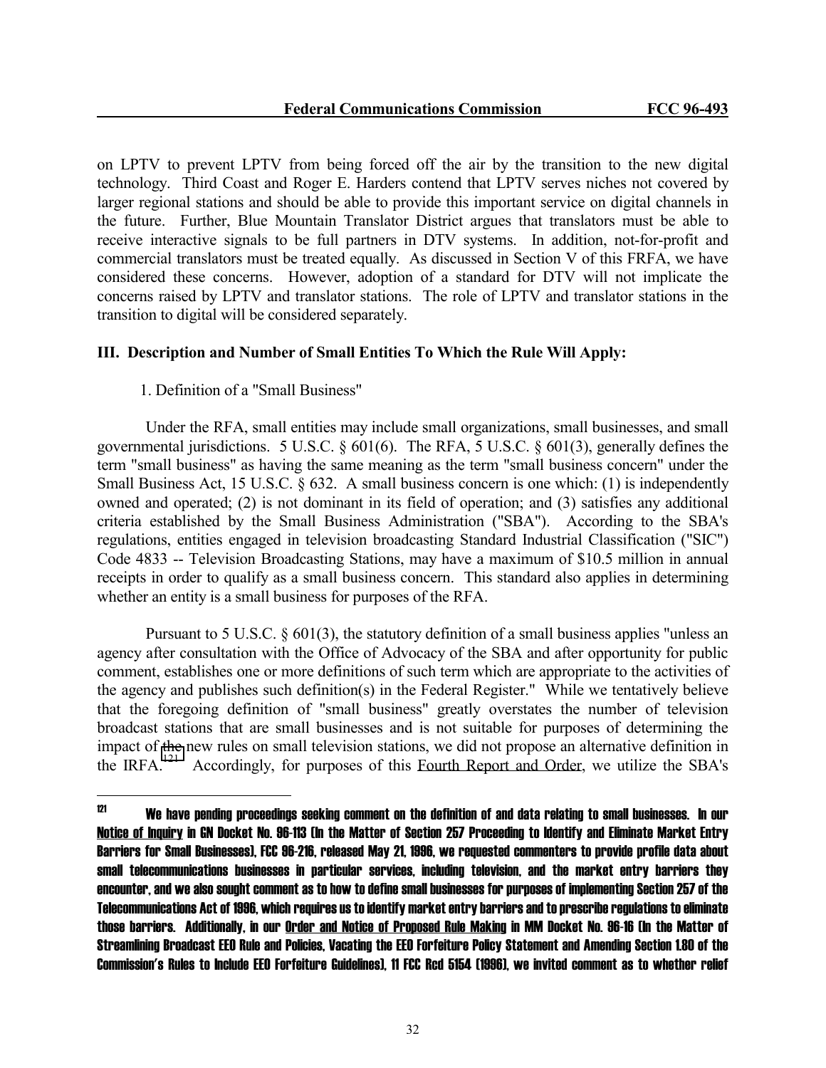on LPTV to prevent LPTV from being forced off the air by the transition to the new digital technology. Third Coast and Roger E. Harders contend that LPTV serves niches not covered by larger regional stations and should be able to provide this important service on digital channels in the future. Further, Blue Mountain Translator District argues that translators must be able to receive interactive signals to be full partners in DTV systems. In addition, not-for-profit and commercial translators must be treated equally. As discussed in Section V of this FRFA, we have considered these concerns. However, adoption of a standard for DTV will not implicate the concerns raised by LPTV and translator stations. The role of LPTV and translator stations in the transition to digital will be considered separately.

### III. Description and Number of Small Entities To Which the Rule Will Apply:

1. Definition of a "Small Business"

Under the RFA, small entities may include small organizations, small businesses, and small governmental jurisdictions. 5 U.S.C. § 601(6). The RFA, 5 U.S.C. § 601(3), generally defines the term "small business" as having the same meaning as the term "small business concern" under the Small Business Act, 15 U.S.C. § 632. A small business concern is one which: (1) is independently owned and operated; (2) is not dominant in its field of operation; and (3) satisfies any additional criteria established by the Small Business Administration ("SBA"). According to the SBA's regulations, entities engaged in television broadcasting Standard Industrial Classification ("SIC") Code 4833 -- Television Broadcasting Stations, may have a maximum of \$10.5 million in annual receipts in order to qualify as a small business concern. This standard also applies in determining whether an entity is a small business for purposes of the RFA.

Pursuant to 5 U.S.C. § 601(3), the statutory definition of a small business applies "unless an agency after consultation with the Office of Advocacy of the SBA and after opportunity for public comment, establishes one or more definitions of such term which are appropriate to the activities of the agency and publishes such definition(s) in the Federal Register." While we tentatively believe that the foregoing definition of "small business" greatly overstates the number of television broadcast stations that are small businesses and is not suitable for purposes of determining the impact of the new rules on small television stations, we did not propose an alternative definition in the IRFA.[121] Accordingly, for purposes of this Fourth Report and Order, we utilize the SBA's

---

[121] We have pending proceedings seeking comment on the definition of and data relating to small businesses. In our Notice of Inquiry in GN Docket No. 96-113 (In the Matter of Section 257 Proceeding to Identify and Eliminate Market Entry Barriers for Small Businesses), FCC 96-216, released May 21, 1996, we requested commenters to provide profile data about small telecommunications businesses in particular services, including television, and the market entry barriers they encounter, and we also sought comment as to how to define small businesses for purposes of implementing Section 257 of the Telecommunications Act of 1996, which requires us to identify market entry barriers and to prescribe regulations to eliminate those barriers. Additionally, in our Order and Notice of Proposed Rule Making in MM Docket No. 96-16 (In the Matter of Streamlining Broadcast EEO Rule and Policies, Vacating the EEO Forfeiture Policy Statement and Amending Section 1.80 of the Commission's Rules to Include EEO Forfeiture Guidelines), 11 FCC Rcd 5154 (1996), we invited comment as to whether relief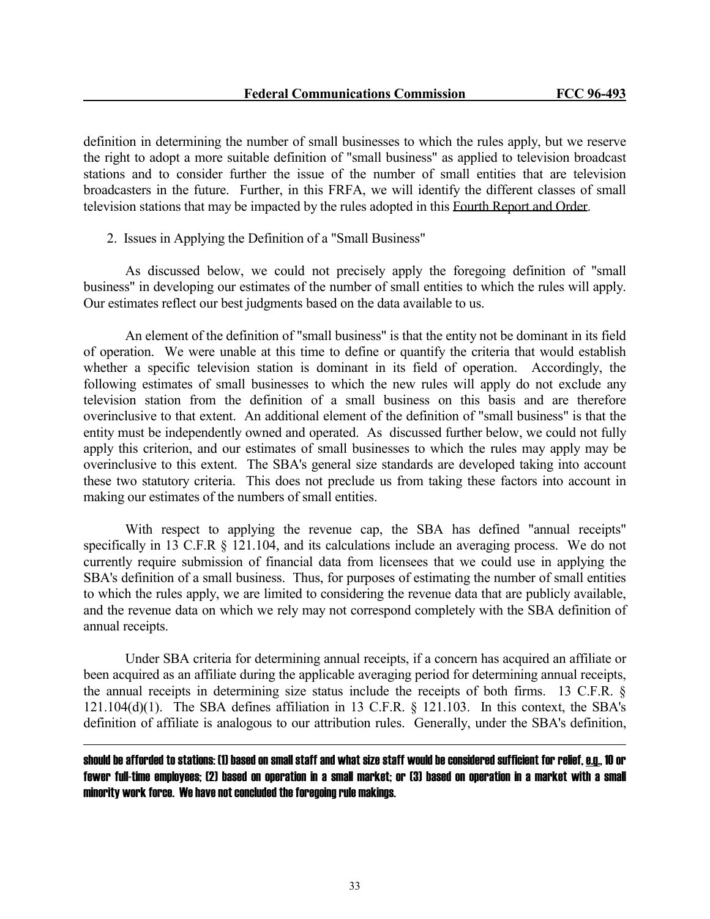definition in determining the number of small businesses to which the rules apply, but we reserve the right to adopt a more suitable definition of "small business" as applied to television broadcast stations and to consider further the issue of the number of small entities that are television broadcasters in the future. Further, in this FRFA, we will identify the different classes of small television stations that may be impacted by the rules adopted in this Fourth Report and Order.

2. Issues in Applying the Definition of a "Small Business"

As discussed below, we could not precisely apply the foregoing definition of "small business" in developing our estimates of the number of small entities to which the rules will apply. Our estimates reflect our best judgments based on the data available to us.

An element of the definition of "small business" is that the entity not be dominant in its field of operation. We were unable at this time to define or quantify the criteria that would establish whether a specific television station is dominant in its field of operation. Accordingly, the following estimates of small businesses to which the new rules will apply do not exclude any television station from the definition of a small business on this basis and are therefore overinclusive to that extent. An additional element of the definition of "small business" is that the entity must be independently owned and operated. As discussed further below, we could not fully apply this criterion, and our estimates of small businesses to which the rules may apply may be overinclusive to this extent. The SBA's general size standards are developed taking into account these two statutory criteria. This does not preclude us from taking these factors into account in making our estimates of the numbers of small entities.

With respect to applying the revenue cap, the SBA has defined "annual receipts" specifically in 13 C.F.R § 121.104, and its calculations include an averaging process. We do not currently require submission of financial data from licensees that we could use in applying the SBA's definition of a small business. Thus, for purposes of estimating the number of small entities to which the rules apply, we are limited to considering the revenue data that are publicly available, and the revenue data on which we rely may not correspond completely with the SBA definition of annual receipts.

Under SBA criteria for determining annual receipts, if a concern has acquired an affiliate or been acquired as an affiliate during the applicable averaging period for determining annual receipts, the annual receipts in determining size status include the receipts of both firms. 13 C.F.R. § 121.104(d)(1). The SBA defines affiliation in 13 C.F.R. § 121.103. In this context, the SBA's definition of affiliate is analogous to our attribution rules. Generally, under the SBA's definition,

---

should be afforded to stations: (1) based on small staff and what size staff would be considered sufficient for relief, e.g., 10 or fewer full-time employees; (2) based on operation in a small market; or (3) based on operation in a market with a small minority work force. We have not concluded the foregoing rule makings.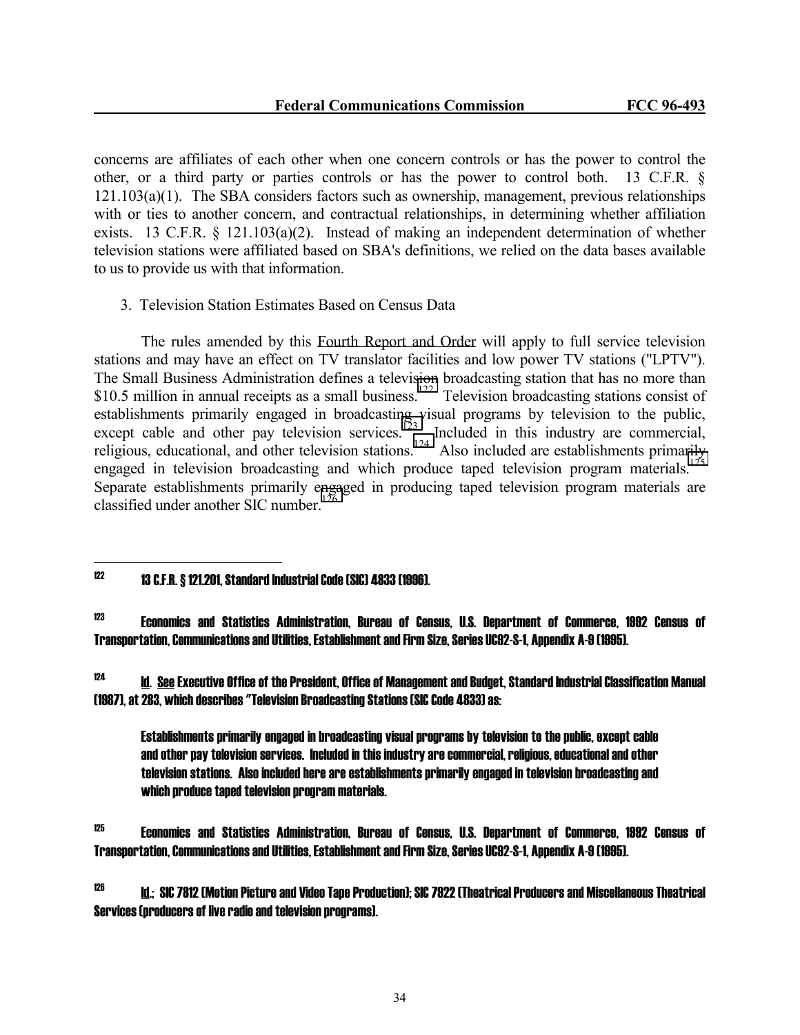concerns are affiliates of each other when one concern controls or has the power to control the other, or a third party or parties controls or has the power to control both. 13 C.F.R. § 121.103(a)(1). The SBA considers factors such as ownership, management, previous relationships with or ties to another concern, and contractual relationships, in determining whether affiliation exists. 13 C.F.R. § 121.103(a)(2). Instead of making an independent determination of whether television stations were affiliated based on SBA's definitions, we relied on the data bases available to us to provide us with that information.

3. Television Station Estimates Based on Census Data

The rules amended by this Fourth Report and Order will apply to full service television stations and may have an effect on TV translator facilities and low power TV stations ("LPTV"). The Small Business Administration defines a television broadcasting station that has no more than $10.5 million in annual receipts as a small business.[122] Television broadcasting stations consist of establishments primarily engaged in broadcasting visual programs by television to the public, except cable and other pay television services.[123] Included in this industry are commercial, religious, educational, and other television stations.[124] Also included are establishments primarily engaged in television broadcasting and which produce taped television program materials.[125] Separate establishments primarily engaged in producing taped television program materials are classified under another SIC number.[126]

---

[122] 13 C.F.R. § 121.201, Standard Industrial Code (SIC) 4833 (1996).

[123] Economics and Statistics Administration, Bureau of Census, U.S. Department of Commerce, 1992 Census of Transportation, Communications and Utilities, Establishment and Firm Size, Series UC92-S-1, Appendix A-9 (1995).

[124] Id. See Executive Office of the President, Office of Management and Budget, Standard Industrial Classification Manual (1987), at 283, which describes "Television Broadcasting Stations (SIC Code 4833) as:

> Establishments primarily engaged in broadcasting visual programs by television to the public, except cable and other pay television services. Included in this industry are commercial, religious, educational and other television stations. Also included here are establishments primarily engaged in television broadcasting and which produce taped television program materials.

[125] Economics and Statistics Administration, Bureau of Census, U.S. Department of Commerce, 1992 Census of Transportation, Communications and Utilities, Establishment and Firm Size, Series UC92-S-1, Appendix A-9 (1995).

[126] Id.; SIC 7812 (Motion Picture and Video Tape Production); SIC 7922 (Theatrical Producers and Miscellaneous Theatrical Services (producers of live radio and television programs).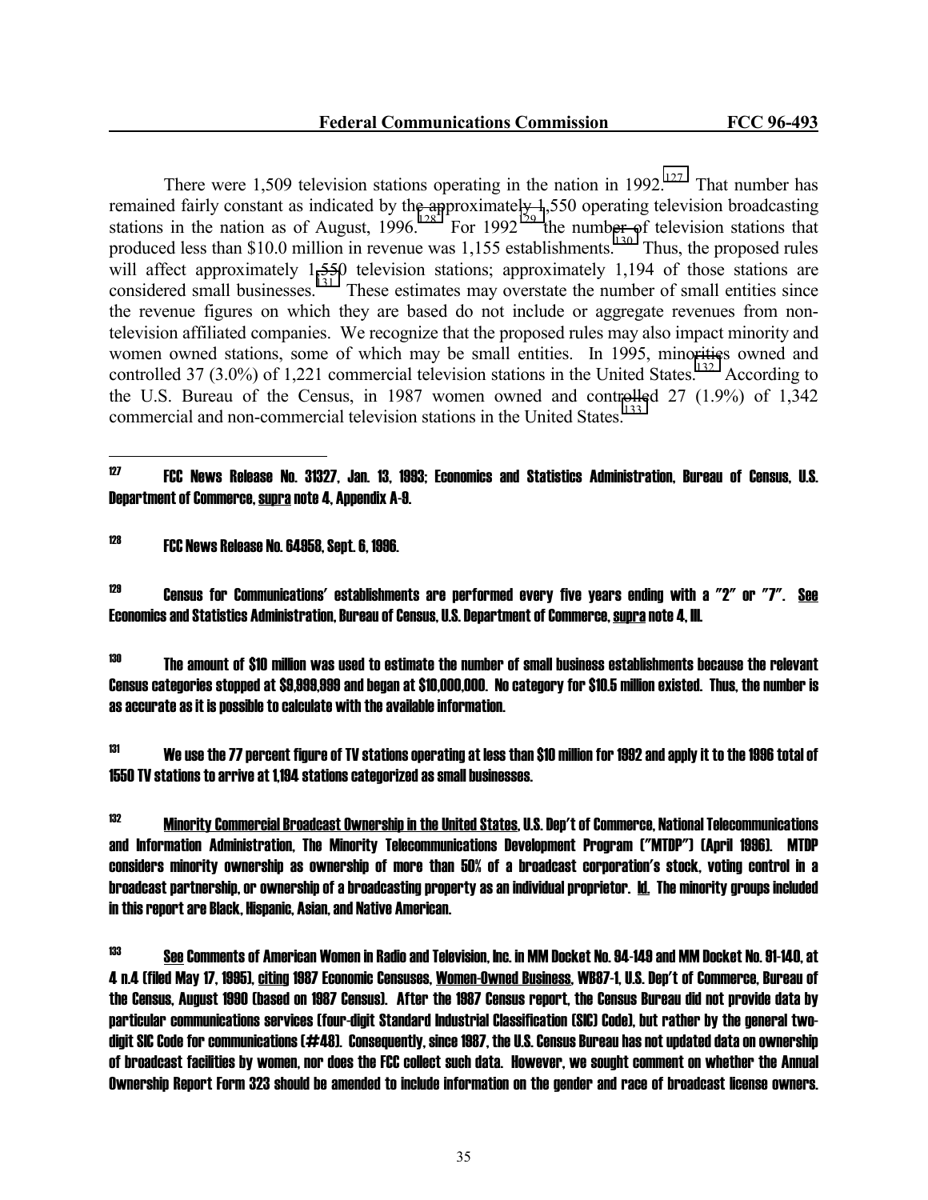There were 1,509 television stations operating in the nation in 1992.[127] That number has remained fairly constant as indicated by the approximately 1,550 operating television broadcasting stations in the nation as of August, 1996.[128] For 1992[129] the number of television stations that produced less than $10.0 million in revenue was 1,155 establishments.[130] Thus, the proposed rules will affect approximately 1,550 television stations; approximately 1,194 of those stations are considered small businesses.[131] These estimates may overstate the number of small entities since the revenue figures on which they are based do not include or aggregate revenues from non-television affiliated companies. We recognize that the proposed rules may also impact minority and women owned stations, some of which may be small entities. In 1995, minorities owned and controlled 37 (3.0%) of 1,221 commercial television stations in the United States.[132] According to the U.S. Bureau of the Census, in 1987 women owned and controlled 27 (1.9%) of 1,342 commercial and non-commercial television stations in the United States.[133]

---

[127] FCC News Release No. 31327, Jan. 13, 1993; Economics and Statistics Administration, Bureau of Census, U.S. Department of Commerce, supra note 4, Appendix A-9.

[128] FCC News Release No. 64958, Sept. 6, 1996.

[129] Census for Communications' establishments are performed every five years ending with a "2" or "7". See Economics and Statistics Administration, Bureau of Census, U.S. Department of Commerce, supra note 4, III.

[130] The amount of $10 million was used to estimate the number of small business establishments because the relevant Census categories stopped at $9,999,999 and began at $10,000,000. No category for $10.5 million existed. Thus, the number is as accurate as it is possible to calculate with the available information.

[131] We use the 77 percent figure of TV stations operating at less than $10 million for 1992 and apply it to the 1996 total of 1550 TV stations to arrive at 1,194 stations categorized as small businesses.

[132] Minority Commercial Broadcast Ownership in the United States, U.S. Dep't of Commerce, National Telecommunications and Information Administration, The Minority Telecommunications Development Program ("MTDP") (April 1996). MTDP considers minority ownership as ownership of more than 50% of a broadcast corporation's stock, voting control in a broadcast partnership, or ownership of a broadcasting property as an individual proprietor. Id. The minority groups included in this report are Black, Hispanic, Asian, and Native American.

[133] See Comments of American Women in Radio and Television, Inc. in MM Docket No. 94-149 and MM Docket No. 91-140, at 4 n.4 (filed May 17, 1995), citing 1987 Economic Censuses, Women-Owned Business, WB87-1, U.S. Dep't of Commerce, Bureau of the Census, August 1990 (based on 1987 Census). After the 1987 Census report, the Census Bureau did not provide data by particular communications services (four-digit Standard Industrial Classification (SIC) Code), but rather by the general two-digit SIC Code for communications (#48). Consequently, since 1987, the U.S. Census Bureau has not updated data on ownership of broadcast facilities by women, nor does the FCC collect such data. However, we sought comment on whether the Annual Ownership Report Form 323 should be amended to include information on the gender and race of broadcast license owners.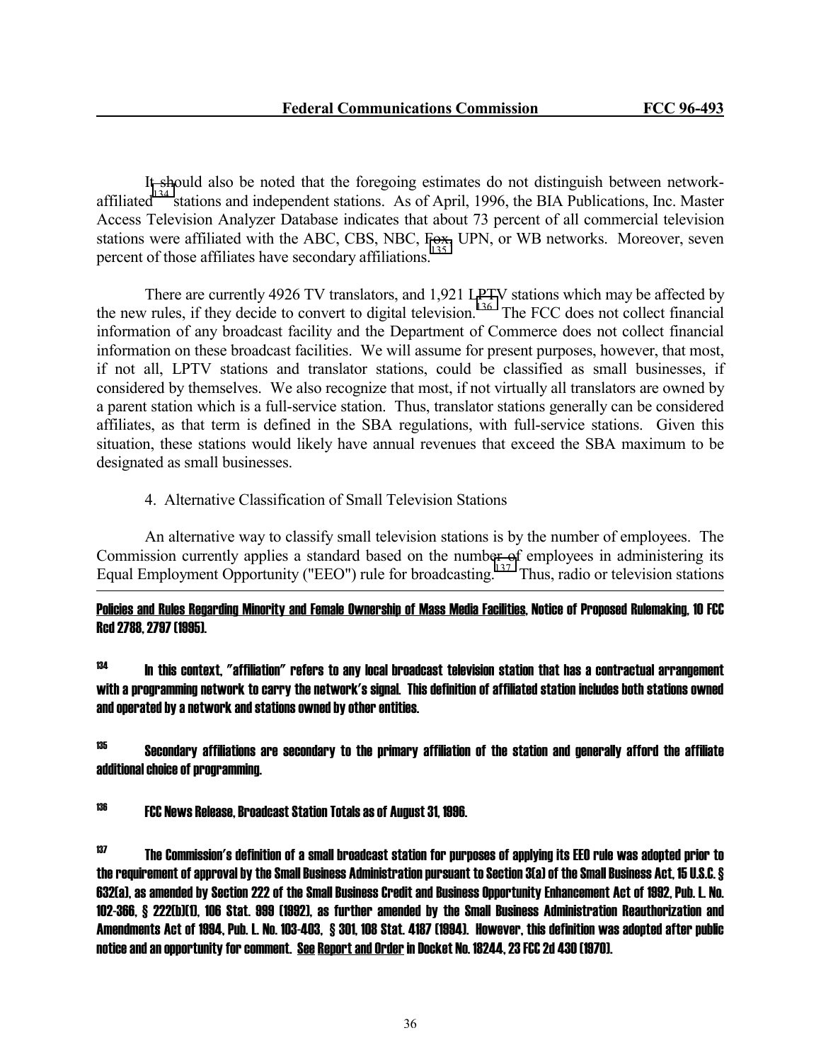It should also be noted that the foregoing estimates do not distinguish between network-affiliated[134] stations and independent stations. As of April, 1996, the BIA Publications, Inc. Master Access Television Analyzer Database indicates that about 73 percent of all commercial television stations were affiliated with the ABC, CBS, NBC, Fox, UPN, or WB networks. Moreover, seven percent of those affiliates have secondary affiliations.[135]

There are currently 4926 TV translators, and 1,921 LPTV stations which may be affected by the new rules, if they decide to convert to digital television.[136] The FCC does not collect financial information of any broadcast facility and the Department of Commerce does not collect financial information on these broadcast facilities. We will assume for present purposes, however, that most, if not all, LPTV stations and translator stations, could be classified as small businesses, if considered by themselves. We also recognize that most, if not virtually all translators are owned by a parent station which is a full-service station. Thus, translator stations generally can be considered affiliates, as that term is defined in the SBA regulations, with full-service stations. Given this situation, these stations would likely have annual revenues that exceed the SBA maximum to be designated as small businesses.

4. Alternative Classification of Small Television Stations

An alternative way to classify small television stations is by the number of employees. The Commission currently applies a standard based on the number of employees in administering its Equal Employment Opportunity ("EEO") rule for broadcasting.[137] Thus, radio or television stations

---

Policies and Rules Regarding Minority and Female Ownership of Mass Media Facilities, Notice of Proposed Rulemaking, 10 FCC Rcd 2788, 2797 (1995).

[134] In this context, "affiliation" refers to any local broadcast television station that has a contractual arrangement with a programming network to carry the network's signal. This definition of affiliated station includes both stations owned and operated by a network and stations owned by other entities.

[135] Secondary affiliations are secondary to the primary affiliation of the station and generally afford the affiliate additional choice of programming.

[136] FCC News Release, Broadcast Station Totals as of August 31, 1996.

[137] The Commission's definition of a small broadcast station for purposes of applying its EEO rule was adopted prior to the requirement of approval by the Small Business Administration pursuant to Section 3(a) of the Small Business Act, 15 U.S.C. § 632(a), as amended by Section 222 of the Small Business Credit and Business Opportunity Enhancement Act of 1992, Pub. L. No. 102-366, § 222(b)(1), 106 Stat. 999 (1992), as further amended by the Small Business Administration Reauthorization and Amendments Act of 1994, Pub. L. No. 103-403, § 301, 108 Stat. 4187 (1994). However, this definition was adopted after public notice and an opportunity for comment. See Report and Order in Docket No. 18244, 23 FCC 2d 430 (1970).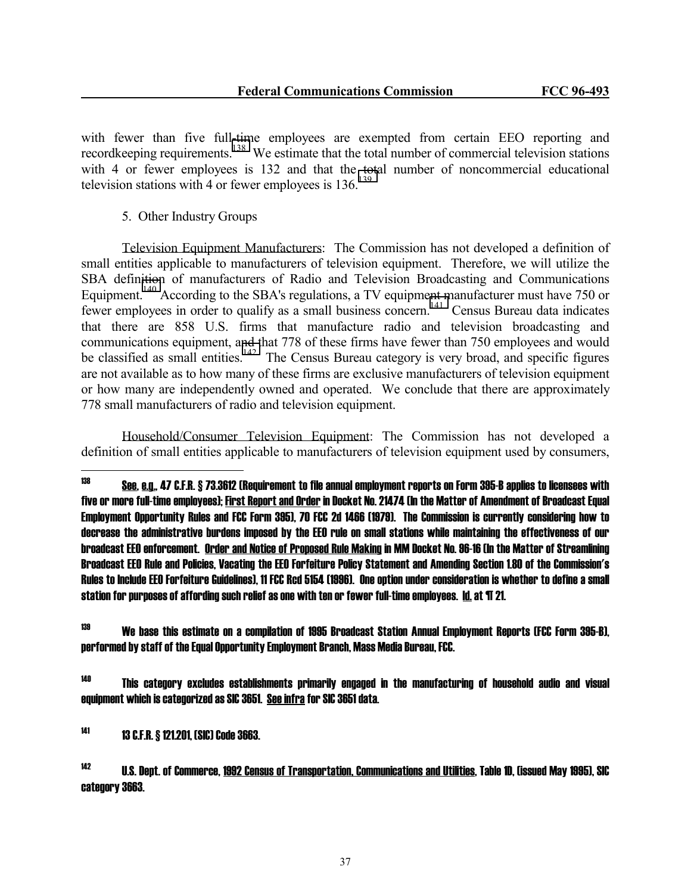with fewer than five full-time employees are exempted from certain EEO reporting and recordkeeping requirements.[138] We estimate that the total number of commercial television stations with 4 or fewer employees is 132 and that the total number of noncommercial educational television stations with 4 or fewer employees is 136.[139]

5. Other Industry Groups

Television Equipment Manufacturers: The Commission has not developed a definition of small entities applicable to manufacturers of television equipment. Therefore, we will utilize the SBA definition of manufacturers of Radio and Television Broadcasting and Communications Equipment.[140] According to the SBA's regulations, a TV equipment manufacturer must have 750 or fewer employees in order to qualify as a small business concern.[141] Census Bureau data indicates that there are 858 U.S. firms that manufacture radio and television broadcasting and communications equipment, and that 778 of these firms have fewer than 750 employees and would be classified as small entities.[142] The Census Bureau category is very broad, and specific figures are not available as to how many of these firms are exclusive manufacturers of television equipment or how many are independently owned and operated. We conclude that there are approximately 778 small manufacturers of radio and television equipment.

Household/Consumer Television Equipment: The Commission has not developed a definition of small entities applicable to manufacturers of television equipment used by consumers,

---

[138] See, e.g., 47 C.F.R. § 73.3612 (Requirement to file annual employment reports on Form 395-B applies to licensees with five or more full-time employees); First Report and Order in Docket No. 21474 (In the Matter of Amendment of Broadcast Equal Employment Opportunity Rules and FCC Form 395), 70 FCC 2d 1466 (1979). The Commission is currently considering how to decrease the administrative burdens imposed by the EEO rule on small stations while maintaining the effectiveness of our broadcast EEO enforcement. Order and Notice of Proposed Rule Making in MM Docket No. 96-16 (In the Matter of Streamlining Broadcast EEO Rule and Policies, Vacating the EEO Forfeiture Policy Statement and Amending Section 1.80 of the Commission's Rules to Include EEO Forfeiture Guidelines), 11 FCC Rcd 5154 (1996). One option under consideration is whether to define a small station for purposes of affording such relief as one with ten or fewer full-time employees. Id. at ¶ 21.

[139] We base this estimate on a compilation of 1995 Broadcast Station Annual Employment Reports (FCC Form 395-B), performed by staff of the Equal Opportunity Employment Branch, Mass Media Bureau, FCC.

[140] This category excludes establishments primarily engaged in the manufacturing of household audio and visual equipment which is categorized as SIC 3651. See infra for SIC 3651 data.

[141] 13 C.F.R. § 121.201, (SIC) Code 3663.

[142] U.S. Dept. of Commerce, 1992 Census of Transportation, Communications and Utilities, Table 1D, (issued May 1995), SIC category 3663.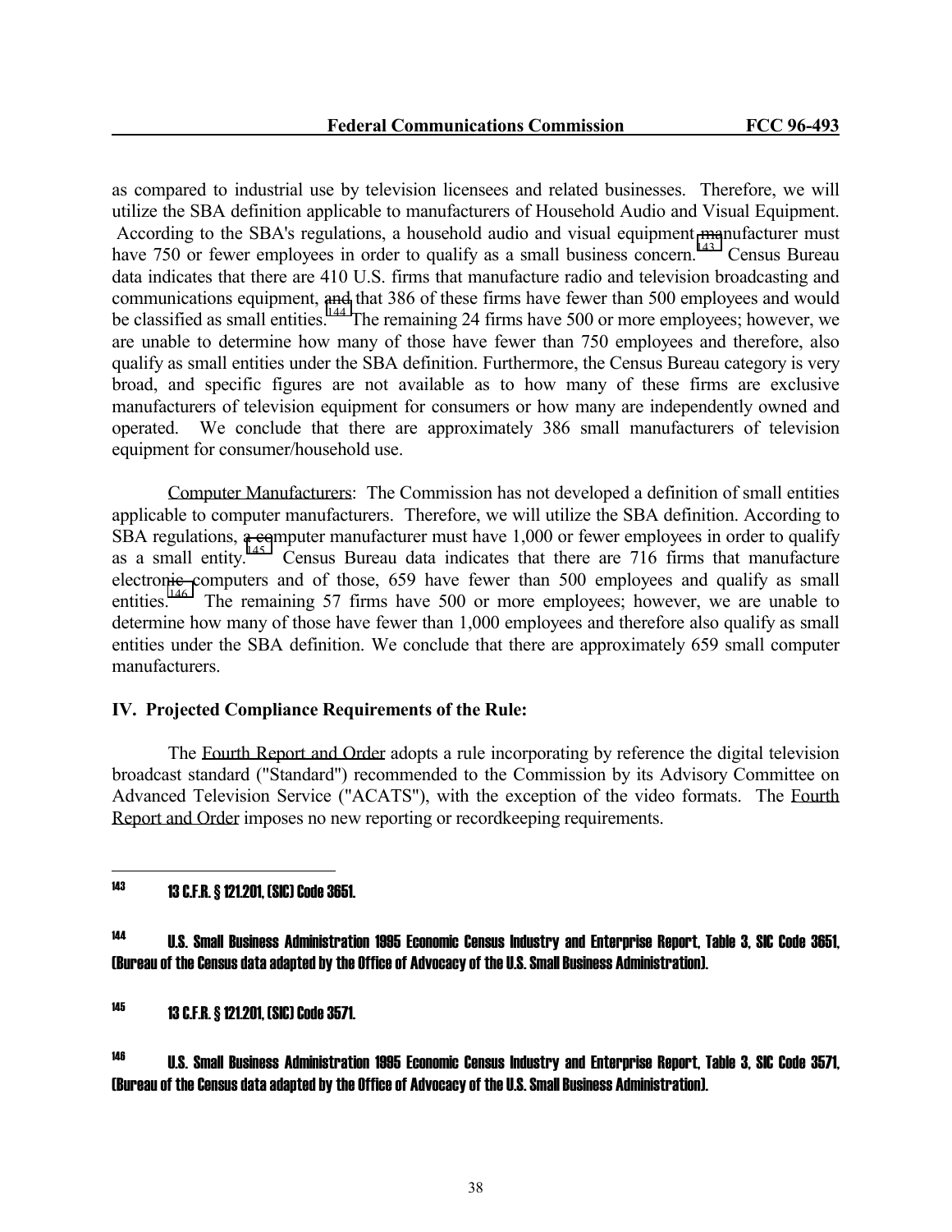as compared to industrial use by television licensees and related businesses. Therefore, we will utilize the SBA definition applicable to manufacturers of Household Audio and Visual Equipment. According to the SBA's regulations, a household audio and visual equipment manufacturer must have 750 or fewer employees in order to qualify as a small business concern.[143] Census Bureau data indicates that there are 410 U.S. firms that manufacture radio and television broadcasting and communications equipment, and that 386 of these firms have fewer than 500 employees and would be classified as small entities.[144] The remaining 24 firms have 500 or more employees; however, we are unable to determine how many of those have fewer than 750 employees and therefore, also qualify as small entities under the SBA definition. Furthermore, the Census Bureau category is very broad, and specific figures are not available as to how many of these firms are exclusive manufacturers of television equipment for consumers or how many are independently owned and operated. We conclude that there are approximately 386 small manufacturers of television equipment for consumer/household use.

Computer Manufacturers: The Commission has not developed a definition of small entities applicable to computer manufacturers. Therefore, we will utilize the SBA definition. According to SBA regulations, a computer manufacturer must have 1,000 or fewer employees in order to qualify as a small entity.[145] Census Bureau data indicates that there are 716 firms that manufacture electronic computers and of those, 659 have fewer than 500 employees and qualify as small entities.[146] The remaining 57 firms have 500 or more employees; however, we are unable to determine how many of those have fewer than 1,000 employees and therefore also qualify as small entities under the SBA definition. We conclude that there are approximately 659 small computer manufacturers.

### IV. Projected Compliance Requirements of the Rule:

The Fourth Report and Order adopts a rule incorporating by reference the digital television broadcast standard ("Standard") recommended to the Commission by its Advisory Committee on Advanced Television Service ("ACATS"), with the exception of the video formats. The Fourth Report and Order imposes no new reporting or recordkeeping requirements.

---

[143] 13 C.F.R. § 121.201, (SIC) Code 3651.

[144] U.S. Small Business Administration 1995 Economic Census Industry and Enterprise Report, Table 3, SIC Code 3651, (Bureau of the Census data adapted by the Office of Advocacy of the U.S. Small Business Administration).

[145] 13 C.F.R. § 121.201, (SIC) Code 3571.

[146] U.S. Small Business Administration 1995 Economic Census Industry and Enterprise Report, Table 3, SIC Code 3571, (Bureau of the Census data adapted by the Office of Advocacy of the U.S. Small Business Administration).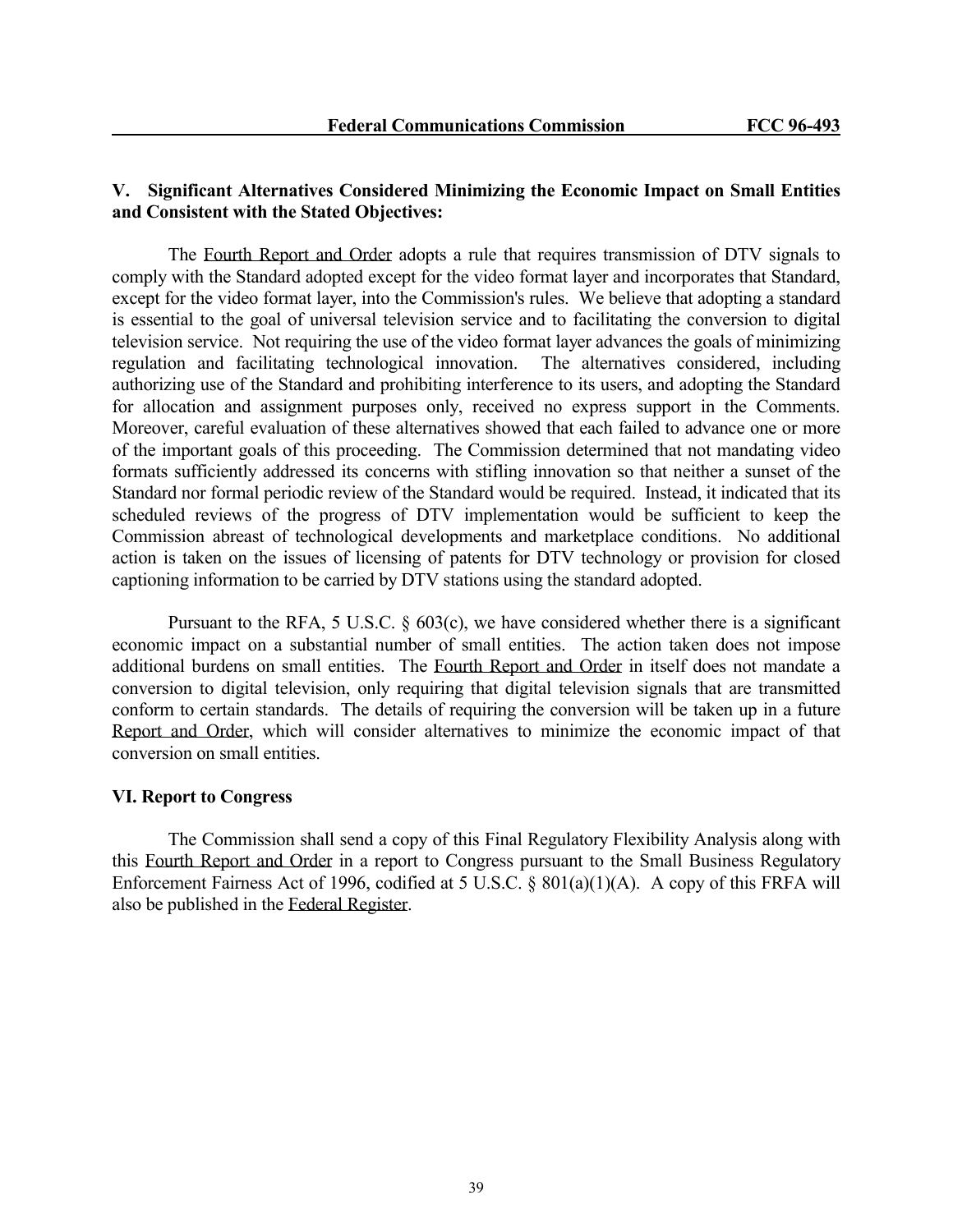## V. Significant Alternatives Considered Minimizing the Economic Impact on Small Entities and Consistent with the Stated Objectives:

The Fourth Report and Order adopts a rule that requires transmission of DTV signals to comply with the Standard adopted except for the video format layer and incorporates that Standard, except for the video format layer, into the Commission's rules. We believe that adopting a standard is essential to the goal of universal television service and to facilitating the conversion to digital television service. Not requiring the use of the video format layer advances the goals of minimizing regulation and facilitating technological innovation. The alternatives considered, including authorizing use of the Standard and prohibiting interference to its users, and adopting the Standard for allocation and assignment purposes only, received no express support in the Comments. Moreover, careful evaluation of these alternatives showed that each failed to advance one or more of the important goals of this proceeding. The Commission determined that not mandating video formats sufficiently addressed its concerns with stifling innovation so that neither a sunset of the Standard nor formal periodic review of the Standard would be required. Instead, it indicated that its scheduled reviews of the progress of DTV implementation would be sufficient to keep the Commission abreast of technological developments and marketplace conditions. No additional action is taken on the issues of licensing of patents for DTV technology or provision for closed captioning information to be carried by DTV stations using the standard adopted.

Pursuant to the RFA, 5 U.S.C. § 603(c), we have considered whether there is a significant economic impact on a substantial number of small entities. The action taken does not impose additional burdens on small entities. The Fourth Report and Order in itself does not mandate a conversion to digital television, only requiring that digital television signals that are transmitted conform to certain standards. The details of requiring the conversion will be taken up in a future Report and Order, which will consider alternatives to minimize the economic impact of that conversion on small entities.

## VI. Report to Congress

The Commission shall send a copy of this Final Regulatory Flexibility Analysis along with this Fourth Report and Order in a report to Congress pursuant to the Small Business Regulatory Enforcement Fairness Act of 1996, codified at 5 U.S.C. § 801(a)(1)(A). A copy of this FRFA will also be published in the Federal Register.